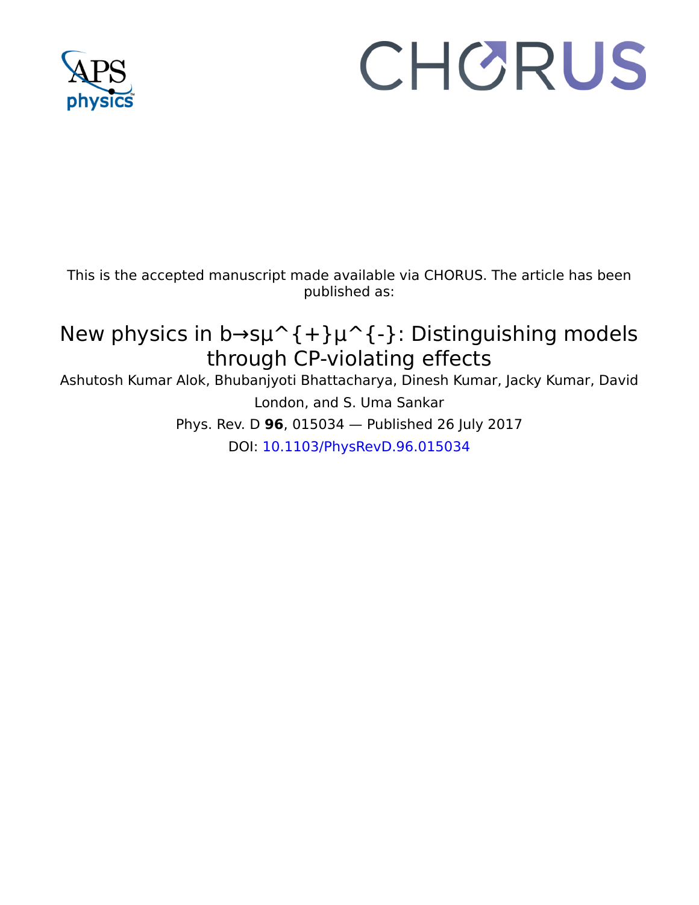This is the accepted manuscript made available via CHORUS. The article has been published as:

# New physics in b→sμ^{+}μ^{-}: Distinguishing models through CP-violating effects

Ashutosh Kumar Alok, Bhubanjyoti Bhattacharya, Dinesh Kumar, Jacky Kumar, David London, and S. Uma Sankar

Phys. Rev. D **96**, 015034 — Published 26 July 2017

DOI: 10.1103/PhysRevD.96.015034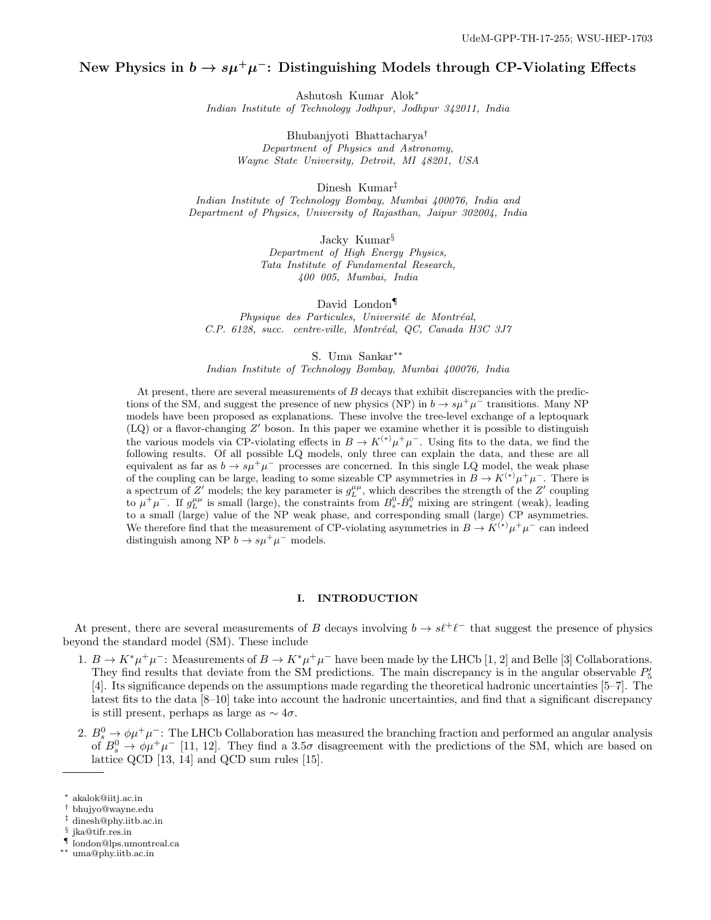UdeM-GPP-TH-17-255; WSU-HEP-1703

# New Physics in $b \to s\mu^+\mu^-$: Distinguishing Models through CP-Violating Effects

Ashutosh Kumar Alok[*]
*Indian Institute of Technology Jodhpur, Jodhpur 342011, India*

Bhubanjyoti Bhattacharya[†]
*Department of Physics and Astronomy, Wayne State University, Detroit, MI 48201, USA*

Dinesh Kumar[‡]
*Indian Institute of Technology Bombay, Mumbai 400076, India and Department of Physics, University of Rajasthan, Jaipur 302004, India*

Jacky Kumar[§]
*Department of High Energy Physics, Tata Institute of Fundamental Research, 400 005, Mumbai, India*

David London[¶]
*Physique des Particules, Université de Montréal, C.P. 6128, succ. centre-ville, Montréal, QC, Canada H3C 3J7*

S. Uma Sankar[**]
*Indian Institute of Technology Bombay, Mumbai 400076, India*

At present, there are several measurements of $B$ decays that exhibit discrepancies with the predictions of the SM, and suggest the presence of new physics (NP) in $b \to s\mu^+\mu^-$ transitions. Many NP models have been proposed as explanations. These involve the tree-level exchange of a leptoquark (LQ) or a flavor-changing $Z'$ boson. In this paper we examine whether it is possible to distinguish the various models via CP-violating effects in $B \to K^{(*)}\mu^+\mu^-$. Using fits to the data, we find the following results. Of all possible LQ models, only three can explain the data, and these are all equivalent as far as $b \to s\mu^+\mu^-$ processes are concerned. In this single LQ model, the weak phase of the coupling can be large, leading to some sizeable CP asymmetries in $B \to K^{(*)}\mu^+\mu^-$. There is a spectrum of $Z'$ models; the key parameter is $g_L^{\mu\mu}$, which describes the strength of the $Z'$ coupling to $\mu^+\mu^-$. If $g_L^{\mu\mu}$ is small (large), the constraints from $B_s^0$-$\bar{B}_s^0$ mixing are stringent (weak), leading to a small (large) value of the NP weak phase, and corresponding small (large) CP asymmetries. We therefore find that the measurement of CP-violating asymmetries in $B \to K^{(*)}\mu^+\mu^-$ can indeed distinguish among NP $b \to s\mu^+\mu^-$ models.

## I. INTRODUCTION

At present, there are several measurements of $B$ decays involving $b \to s\ell^+\ell^-$ that suggest the presence of physics beyond the standard model (SM). These include

1. $B \to K^*\mu^+\mu^-$: Measurements of $B \to K^*\mu^+\mu^-$ have been made by the LHCb [1, 2] and Belle [3] Collaborations. They find results that deviate from the SM predictions. The main discrepancy is in the angular observable $P_5'$ [4]. Its significance depends on the assumptions made regarding the theoretical hadronic uncertainties [5–7]. The latest fits to the data [8–10] take into account the hadronic uncertainties, and find that a significant discrepancy is still present, perhaps as large as $\sim 4\sigma$.

2. $B_s^0 \to \phi\mu^+\mu^-$: The LHCb Collaboration has measured the branching fraction and performed an angular analysis of $B_s^0 \to \phi\mu^+\mu^-$ [11, 12]. They find a $3.5\sigma$ disagreement with the predictions of the SM, which are based on lattice QCD [13, 14] and QCD sum rules [15].

---

[*] akalok@iitj.ac.in
[†] bhujyo@wayne.edu
[‡] dinesh@phy.iitb.ac.in
[§] jka@tifr.res.in
[¶] london@lps.umontreal.ca
[**] uma@phy.iitb.ac.in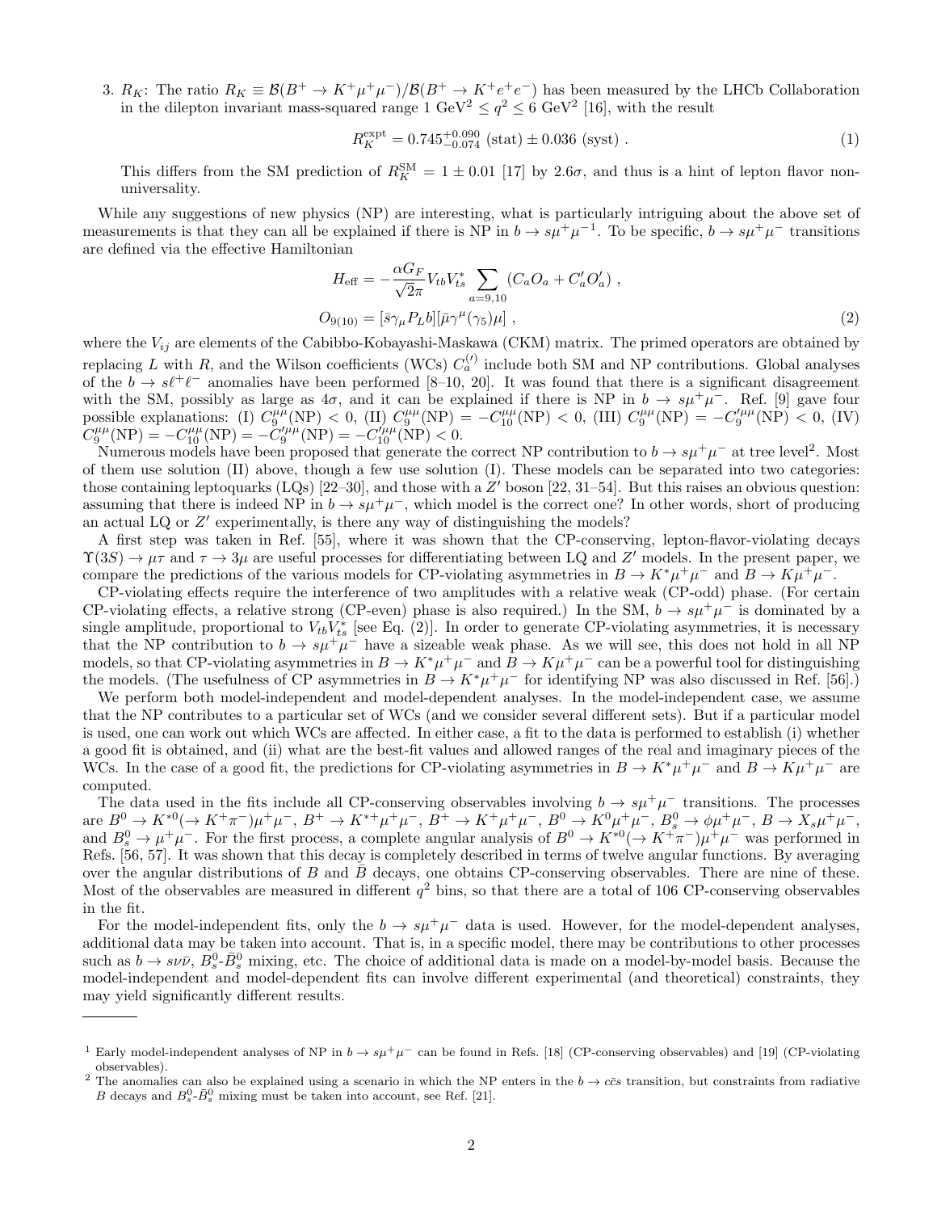3. $R_K$: The ratio $R_K \equiv \mathcal{B}(B^+ \to K^+\mu^+\mu^-)/\mathcal{B}(B^+ \to K^+e^+e^-)$ has been measured by the LHCb Collaboration in the dilepton invariant mass-squared range 1 GeV$^2 \le q^2 \le 6$ GeV$^2$ [16], with the result

$$R_K^{\rm expt} = 0.745^{+0.090}_{-0.074}\ ({\rm stat}) \pm 0.036\ ({\rm syst})\ . \tag{1}$$

This differs from the SM prediction of $R_K^{\rm SM} = 1 \pm 0.01$ [17] by 2.6$\sigma$, and thus is a hint of lepton flavor non-universality.

While any suggestions of new physics (NP) are interesting, what is particularly intriguing about the above set of measurements is that they can all be explained if there is NP in $b \to s\mu^+\mu^-$[1]. To be specific, $b \to s\mu^+\mu^-$ transitions are defined via the effective Hamiltonian

$$H_{\rm eff} = -\frac{\alpha G_F}{\sqrt{2}\pi} V_{tb}V_{ts}^* \sum_{a=9,10} \left(C_a O_a + C'_a O'_a\right)\ ,$$
$$O_{9(10)} = [\bar{s}\gamma_\mu P_L b][\bar{\mu}\gamma^\mu(\gamma_5)\mu]\ , \tag{2}$$

where the $V_{ij}$ are elements of the Cabibbo-Kobayashi-Maskawa (CKM) matrix. The primed operators are obtained by replacing $L$ with $R$, and the Wilson coefficients (WCs) $C_a^{(\prime)}$ include both SM and NP contributions. Global analyses of the $b \to s\ell^+\ell^-$ anomalies have been performed [8–10, 20]. It was found that there is a significant disagreement with the SM, possibly as large as 4$\sigma$, and it can be explained if there is NP in $b \to s\mu^+\mu^-$. Ref. [9] gave four possible explanations: (I) $C_9^{\mu\mu}({\rm NP}) < 0$, (II) $C_9^{\mu\mu}({\rm NP}) = -C_{10}^{\mu\mu}({\rm NP}) < 0$, (III) $C_9^{\mu\mu}({\rm NP}) = -C_9^{\prime\mu\mu}({\rm NP}) < 0$, (IV) $C_9^{\mu\mu}({\rm NP}) = -C_{10}^{\mu\mu}({\rm NP}) = -C_9^{\prime\mu\mu}({\rm NP}) = -C_{10}^{\prime\mu\mu}({\rm NP}) < 0$.

Numerous models have been proposed that generate the correct NP contribution to $b \to s\mu^+\mu^-$ at tree level[2]. Most of them use solution (II) above, though a few use solution (I). These models can be separated into two categories: those containing leptoquarks (LQs) [22–30], and those with a $Z'$ boson [22, 31–54]. But this raises an obvious question: assuming that there is indeed NP in $b \to s\mu^+\mu^-$, which model is the correct one? In other words, short of producing an actual LQ or $Z'$ experimentally, is there any way of distinguishing the models?

A first step was taken in Ref. [55], where it was shown that the CP-conserving, lepton-flavor-violating decays $\Upsilon(3S) \to \mu\tau$ and $\tau \to 3\mu$ are useful processes for differentiating between LQ and $Z'$ models. In the present paper, we compare the predictions of the various models for CP-violating asymmetries in $B \to K^*\mu^+\mu^-$ and $B \to K\mu^+\mu^-$.

CP-violating effects require the interference of two amplitudes with a relative weak (CP-odd) phase. (For certain CP-violating effects, a relative strong (CP-even) phase is also required.) In the SM, $b \to s\mu^+\mu^-$ is dominated by a single amplitude, proportional to $V_{tb}V_{ts}^*$ [see Eq. (2)]. In order to generate CP-violating asymmetries, it is necessary that the NP contribution to $b \to s\mu^+\mu^-$ have a sizeable weak phase. As we will see, this does not hold in all NP models, so that CP-violating asymmetries in $B \to K^*\mu^+\mu^-$ and $B \to K\mu^+\mu^-$ can be a powerful tool for distinguishing the models. (The usefulness of CP asymmetries in $B \to K^*\mu^+\mu^-$ for identifying NP was also discussed in Ref. [56].)

We perform both model-independent and model-dependent analyses. In the model-independent case, we assume that the NP contributes to a particular set of WCs (and we consider several different sets). But if a particular model is used, one can work out which WCs are affected. In either case, a fit to the data is performed to establish (i) whether a good fit is obtained, and (ii) what are the best-fit values and allowed ranges of the real and imaginary pieces of the WCs. In the case of a good fit, the predictions for CP-violating asymmetries in $B \to K^*\mu^+\mu^-$ and $B \to K\mu^+\mu^-$ are computed.

The data used in the fits include all CP-conserving observables involving $b \to s\mu^+\mu^-$ transitions. The processes are $B^0 \to K^{*0}(\to K^+\pi^-)\mu^+\mu^-$, $B^+ \to K^{*+}\mu^+\mu^-$, $B^+ \to K^+\mu^+\mu^-$, $B^0 \to K^0\mu^+\mu^-$, $B_s^0 \to \phi\mu^+\mu^-$, $B \to X_s\mu^+\mu^-$, and $B_s^0 \to \mu^+\mu^-$. For the first process, a complete angular analysis of $B^0 \to K^{*0}(\to K^+\pi^-)\mu^+\mu^-$ was performed in Refs. [56, 57]. It was shown that this decay is completely described in terms of twelve angular functions. By averaging over the angular distributions of $B$ and $\bar{B}$ decays, one obtains CP-conserving observables. There are nine of these. Most of the observables are measured in different $q^2$ bins, so that there are a total of 106 CP-conserving observables in the fit.

For the model-independent fits, only the $b \to s\mu^+\mu^-$ data is used. However, for the model-dependent analyses, additional data may be taken into account. That is, in a specific model, there may be contributions to other processes such as $b \to s\nu\bar{\nu}$, $B_s^0$-$\bar{B}_s^0$ mixing, etc. The choice of additional data is made on a model-by-model basis. Because the model-independent and model-dependent fits can involve different experimental (and theoretical) constraints, they may yield significantly different results.

---

[1] Early model-independent analyses of NP in $b \to s\mu^+\mu^-$ can be found in Refs. [18] (CP-conserving observables) and [19] (CP-violating observables).

[2] The anomalies can also be explained using a scenario in which the NP enters in the $b \to c\bar{c}s$ transition, but constraints from radiative $B$ decays and $B_s^0$-$\bar{B}_s^0$ mixing must be taken into account, see Ref. [21].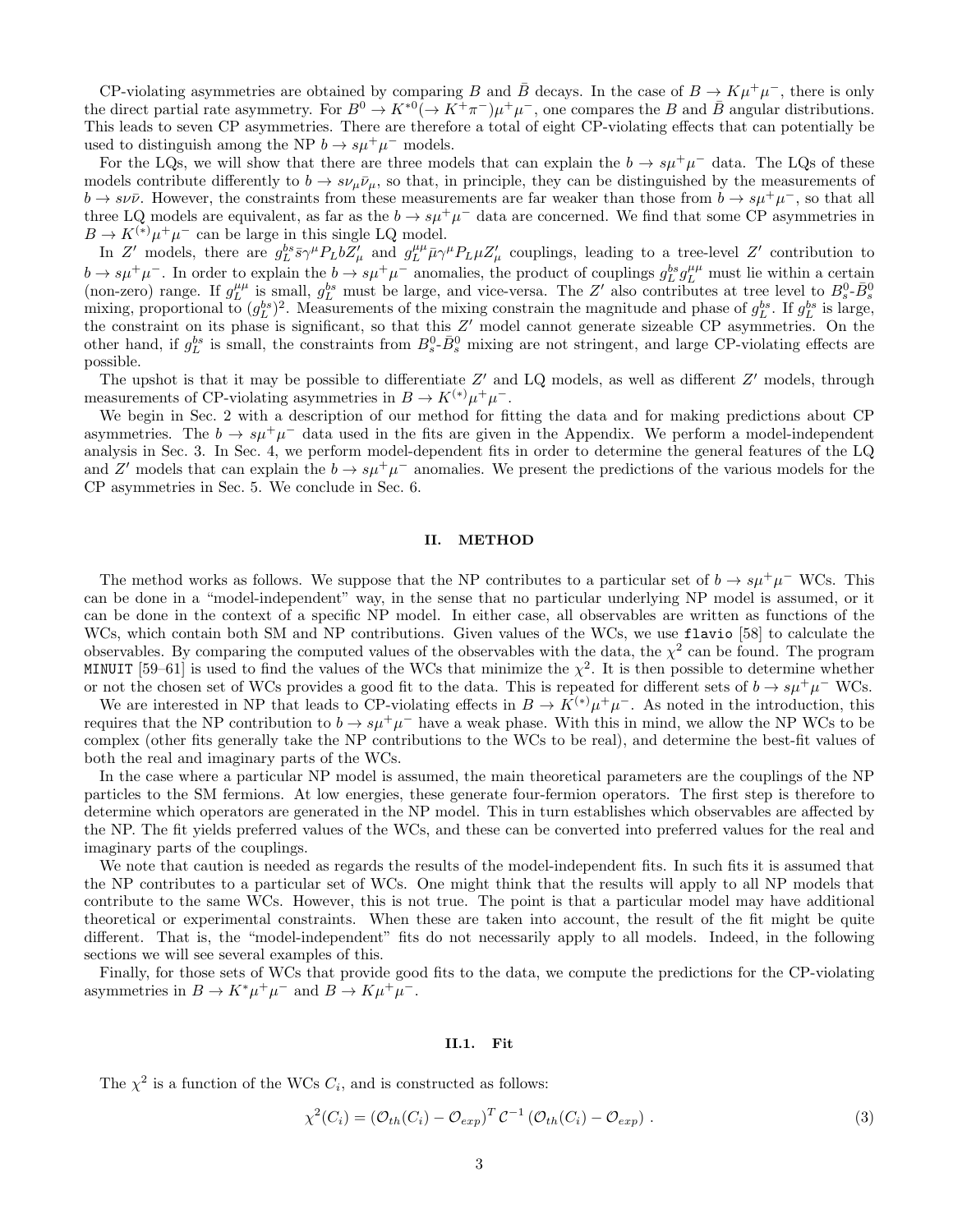CP-violating asymmetries are obtained by comparing $B$ and $\bar{B}$ decays. In the case of $B \to K\mu^+\mu^-$, there is only the direct partial rate asymmetry. For $B^0 \to K^{*0}(\to K^+\pi^-)\mu^+\mu^-$, one compares the $B$ and $\bar{B}$ angular distributions. This leads to seven CP asymmetries. There are therefore a total of eight CP-violating effects that can potentially be used to distinguish among the NP $b \to s\mu^+\mu^-$ models.

For the LQs, we will show that there are three models that can explain the $b \to s\mu^+\mu^-$ data. The LQs of these models contribute differently to $b \to s\nu_\mu\bar{\nu}_\mu$, so that, in principle, they can be distinguished by the measurements of $b \to s\nu\bar{\nu}$. However, the constraints from these measurements are far weaker than those from $b \to s\mu^+\mu^-$, so that all three LQ models are equivalent, as far as the $b \to s\mu^+\mu^-$ data are concerned. We find that some CP asymmetries in $B \to K^{(*)}\mu^+\mu^-$ can be large in this single LQ model.

In $Z'$ models, there are $g_L^{bs}\bar{s}\gamma^\mu P_L b Z'_\mu$ and $g_L^{\mu\mu}\bar{\mu}\gamma^\mu P_L \mu Z'_\mu$ couplings, leading to a tree-level $Z'$ contribution to $b \to s\mu^+\mu^-$. In order to explain the $b \to s\mu^+\mu^-$ anomalies, the product of couplings $g_L^{bs} g_L^{\mu\mu}$ must lie within a certain (non-zero) range. If $g_L^{\mu\mu}$ is small, $g_L^{bs}$ must be large, and vice-versa. The $Z'$ also contributes at tree level to $B_s^0$-$\bar{B}_s^0$ mixing, proportional to $(g_L^{bs})^2$. Measurements of the mixing constrain the magnitude and phase of $g_L^{bs}$. If $g_L^{bs}$ is large, the constraint on its phase is significant, so that this $Z'$ model cannot generate sizeable CP asymmetries. On the other hand, if $g_L^{bs}$ is small, the constraints from $B_s^0$-$\bar{B}_s^0$ mixing are not stringent, and large CP-violating effects are possible.

The upshot is that it may be possible to differentiate $Z'$ and LQ models, as well as different $Z'$ models, through measurements of CP-violating asymmetries in $B \to K^{(*)}\mu^+\mu^-$.

We begin in Sec. 2 with a description of our method for fitting the data and for making predictions about CP asymmetries. The $b \to s\mu^+\mu^-$ data used in the fits are given in the Appendix. We perform a model-independent analysis in Sec. 3. In Sec. 4, we perform model-dependent fits in order to determine the general features of the LQ and $Z'$ models that can explain the $b \to s\mu^+\mu^-$ anomalies. We present the predictions of the various models for the CP asymmetries in Sec. 5. We conclude in Sec. 6.

## II. METHOD

The method works as follows. We suppose that the NP contributes to a particular set of $b \to s\mu^+\mu^-$ WCs. This can be done in a "model-independent" way, in the sense that no particular underlying NP model is assumed, or it can be done in the context of a specific NP model. In either case, all observables are written as functions of the WCs, which contain both SM and NP contributions. Given values of the WCs, we use `flavio` [58] to calculate the observables. By comparing the computed values of the observables with the data, the $\chi^2$ can be found. The program `MINUIT` [59–61] is used to find the values of the WCs that minimize the $\chi^2$. It is then possible to determine whether or not the chosen set of WCs provides a good fit to the data. This is repeated for different sets of $b \to s\mu^+\mu^-$ WCs.

We are interested in NP that leads to CP-violating effects in $B \to K^{(*)}\mu^+\mu^-$. As noted in the introduction, this requires that the NP contribution to $b \to s\mu^+\mu^-$ have a weak phase. With this in mind, we allow the NP WCs to be complex (other fits generally take the NP contributions to the WCs to be real), and determine the best-fit values of both the real and imaginary parts of the WCs.

In the case where a particular NP model is assumed, the main theoretical parameters are the couplings of the NP particles to the SM fermions. At low energies, these generate four-fermion operators. The first step is therefore to determine which operators are generated in the NP model. This in turn establishes which observables are affected by the NP. The fit yields preferred values of the WCs, and these can be converted into preferred values for the real and imaginary parts of the couplings.

We note that caution is needed as regards the results of the model-independent fits. In such fits it is assumed that the NP contributes to a particular set of WCs. One might think that the results will apply to all NP models that contribute to the same WCs. However, this is not true. The point is that a particular model may have additional theoretical or experimental constraints. When these are taken into account, the result of the fit might be quite different. That is, the "model-independent" fits do not necessarily apply to all models. Indeed, in the following sections we will see several examples of this.

Finally, for those sets of WCs that provide good fits to the data, we compute the predictions for the CP-violating asymmetries in $B \to K^*\mu^+\mu^-$ and $B \to K\mu^+\mu^-$.

### II.1. Fit

The $\chi^2$ is a function of the WCs $C_i$, and is constructed as follows:

$$\chi^2(C_i) = (\mathcal{O}_{th}(C_i) - \mathcal{O}_{exp})^T \, \mathcal{C}^{-1} \, (\mathcal{O}_{th}(C_i) - \mathcal{O}_{exp}) \; . \tag{3}$$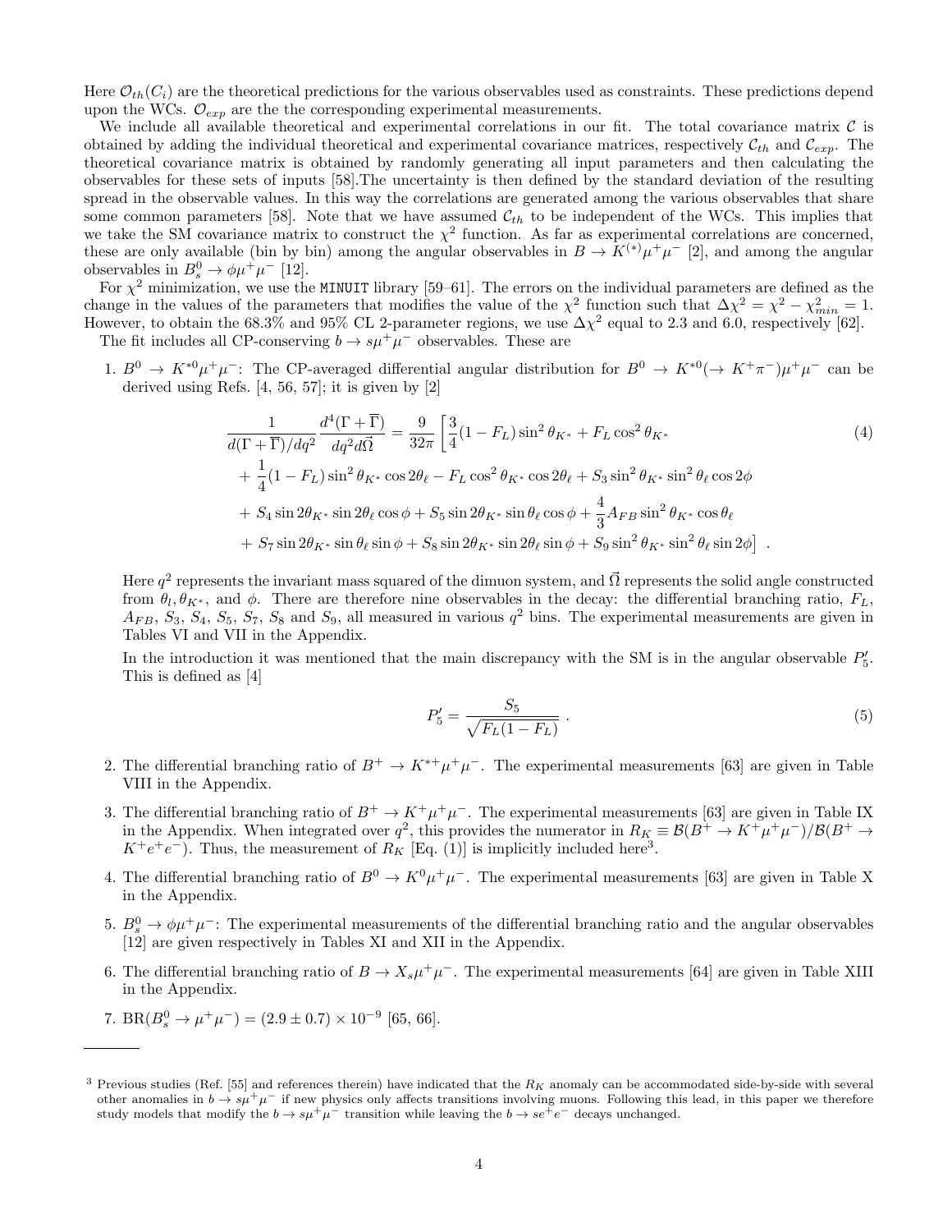Here $\mathcal{O}_{th}(C_i)$ are the theoretical predictions for the various observables used as constraints. These predictions depend upon the WCs. $\mathcal{O}_{exp}$ are the the corresponding experimental measurements.

We include all available theoretical and experimental correlations in our fit. The total covariance matrix $\mathcal{C}$ is obtained by adding the individual theoretical and experimental covariance matrices, respectively $\mathcal{C}_{th}$ and $\mathcal{C}_{exp}$. The theoretical covariance matrix is obtained by randomly generating all input parameters and then calculating the observables for these sets of inputs [58].The uncertainty is then defined by the standard deviation of the resulting spread in the observable values. In this way the correlations are generated among the various observables that share some common parameters [58]. Note that we have assumed $\mathcal{C}_{th}$ to be independent of the WCs. This implies that we take the SM covariance matrix to construct the $\chi^2$ function. As far as experimental correlations are concerned, these are only available (bin by bin) among the angular observables in $B \to K^{(*)}\mu^+\mu^-$ [2], and among the angular observables in $B_s^0 \to \phi\mu^+\mu^-$ [12].

For $\chi^2$ minimization, we use the `MINUIT` library [59–61]. The errors on the individual parameters are defined as the change in the values of the parameters that modifies the value of the $\chi^2$ function such that $\Delta\chi^2 = \chi^2 - \chi^2_{min} = 1$. However, to obtain the 68.3% and 95% CL 2-parameter regions, we use $\Delta\chi^2$ equal to 2.3 and 6.0, respectively [62].

The fit includes all CP-conserving $b \to s\mu^+\mu^-$ observables. These are

1. $B^0 \to K^{*0}\mu^+\mu^-$: The CP-averaged differential angular distribution for $B^0 \to K^{*0}(\to K^+\pi^-)\mu^+\mu^-$ can be derived using Refs. [4, 56, 57]; it is given by [2]

$$
\begin{aligned}
\frac{1}{d(\Gamma+\overline{\Gamma})/dq^2}\frac{d^4(\Gamma+\overline{\Gamma})}{dq^2 d\vec{\Omega}} &= \frac{9}{32\pi}\Big[\frac{3}{4}(1-F_L)\sin^2\theta_{K^*} + F_L\cos^2\theta_{K^*} \\
&+ \frac{1}{4}(1-F_L)\sin^2\theta_{K^*}\cos 2\theta_\ell - F_L\cos^2\theta_{K^*}\cos 2\theta_\ell + S_3\sin^2\theta_{K^*}\sin^2\theta_\ell\cos 2\phi \\
&+ S_4\sin 2\theta_{K^*}\sin 2\theta_\ell\cos\phi + S_5\sin 2\theta_{K^*}\sin\theta_\ell\cos\phi + \frac{4}{3}A_{FB}\sin^2\theta_{K^*}\cos\theta_\ell \\
&+ S_7\sin 2\theta_{K^*}\sin\theta_\ell\sin\phi + S_8\sin 2\theta_{K^*}\sin 2\theta_\ell\sin\phi + S_9\sin^2\theta_{K^*}\sin^2\theta_\ell\sin 2\phi\Big] \ .
\end{aligned}
\tag{4}
$$

   Here $q^2$ represents the invariant mass squared of the dimuon system, and $\vec{\Omega}$ represents the solid angle constructed from $\theta_l, \theta_{K^*}$, and $\phi$. There are therefore nine observables in the decay: the differential branching ratio, $F_L$, $A_{FB}$, $S_3$, $S_4$, $S_5$, $S_7$, $S_8$ and $S_9$, all measured in various $q^2$ bins. The experimental measurements are given in Tables VI and VII in the Appendix.

   In the introduction it was mentioned that the main discrepancy with the SM is in the angular observable $P_5'$. This is defined as [4]

$$
P_5' = \frac{S_5}{\sqrt{F_L(1-F_L)}} \ . \tag{5}
$$

2. The differential branching ratio of $B^+ \to K^{*+}\mu^+\mu^-$. The experimental measurements [63] are given in Table VIII in the Appendix.

3. The differential branching ratio of $B^+ \to K^+\mu^+\mu^-$. The experimental measurements [63] are given in Table IX in the Appendix. When integrated over $q^2$, this provides the numerator in $R_K \equiv \mathcal{B}(B^+ \to K^+\mu^+\mu^-)/\mathcal{B}(B^+ \to K^+e^+e^-)$. Thus, the measurement of $R_K$ [Eq. (1)] is implicitly included here[3].

4. The differential branching ratio of $B^0 \to K^0\mu^+\mu^-$. The experimental measurements [63] are given in Table X in the Appendix.

5. $B_s^0 \to \phi\mu^+\mu^-$: The experimental measurements of the differential branching ratio and the angular observables [12] are given respectively in Tables XI and XII in the Appendix.

6. The differential branching ratio of $B \to X_s\mu^+\mu^-$. The experimental measurements [64] are given in Table XIII in the Appendix.

7. $\text{BR}(B_s^0 \to \mu^+\mu^-) = (2.9 \pm 0.7) \times 10^{-9}$ [65, 66].

---

[3] Previous studies (Ref. [55] and references therein) have indicated that the $R_K$ anomaly can be accommodated side-by-side with several other anomalies in $b \to s\mu^+\mu^-$ if new physics only affects transitions involving muons. Following this lead, in this paper we therefore study models that modify the $b \to s\mu^+\mu^-$ transition while leaving the $b \to se^+e^-$ decays unchanged.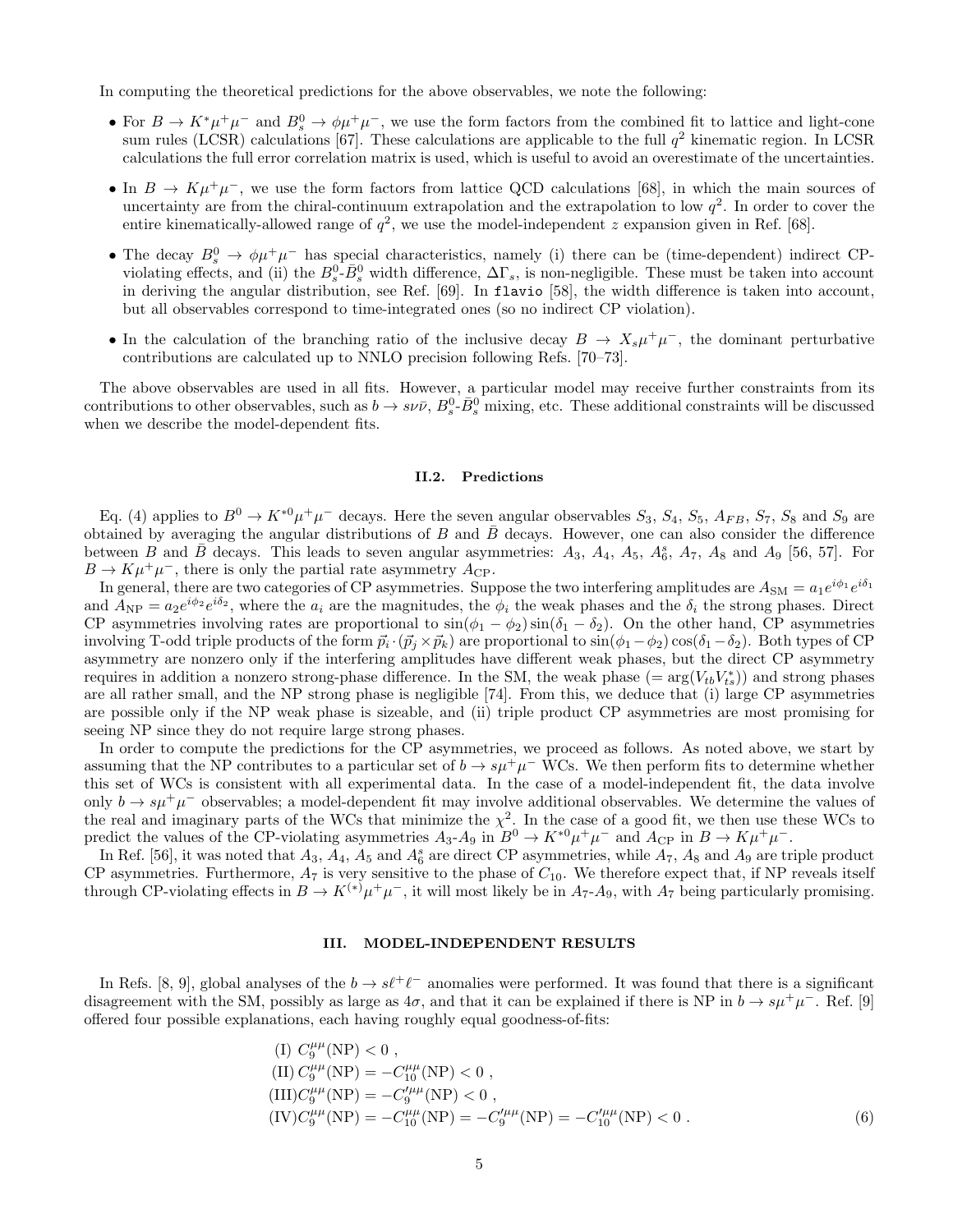In computing the theoretical predictions for the above observables, we note the following:

- For $B \to K^* \mu^+\mu^-$ and $B_s^0 \to \phi\mu^+\mu^-$, we use the form factors from the combined fit to lattice and light-cone sum rules (LCSR) calculations [67]. These calculations are applicable to the full $q^2$ kinematic region. In LCSR calculations the full error correlation matrix is used, which is useful to avoid an overestimate of the uncertainties.
- In $B \to K\mu^+\mu^-$, we use the form factors from lattice QCD calculations [68], in which the main sources of uncertainty are from the chiral-continuum extrapolation and the extrapolation to low $q^2$. In order to cover the entire kinematically-allowed range of $q^2$, we use the model-independent $z$ expansion given in Ref. [68].
- The decay $B_s^0 \to \phi\mu^+\mu^-$ has special characteristics, namely (i) there can be (time-dependent) indirect CP-violating effects, and (ii) the $B_s^0$-$\bar{B}_s^0$ width difference, $\Delta\Gamma_s$, is non-negligible. These must be taken into account in deriving the angular distribution, see Ref. [69]. In `flavio` [58], the width difference is taken into account, but all observables correspond to time-integrated ones (so no indirect CP violation).
- In the calculation of the branching ratio of the inclusive decay $B \to X_s\mu^+\mu^-$, the dominant perturbative contributions are calculated up to NNLO precision following Refs. [70–73].

The above observables are used in all fits. However, a particular model may receive further constraints from its contributions to other observables, such as $b \to s\nu\bar{\nu}$, $B_s^0$-$\bar{B}_s^0$ mixing, etc. These additional constraints will be discussed when we describe the model-dependent fits.

### II.2. Predictions

Eq. (4) applies to $B^0 \to K^{*0}\mu^+\mu^-$ decays. Here the seven angular observables $S_3$, $S_4$, $S_5$, $A_{FB}$, $S_7$, $S_8$ and $S_9$ are obtained by averaging the angular distributions of $B$ and $\bar{B}$ decays. However, one can also consider the difference between $B$ and $\bar{B}$ decays. This leads to seven angular asymmetries: $A_3$, $A_4$, $A_5$, $A_6^s$, $A_7$, $A_8$ and $A_9$ [56, 57]. For $B \to K\mu^+\mu^-$, there is only the partial rate asymmetry $A_{\rm CP}$.

In general, there are two categories of CP asymmetries. Suppose the two interfering amplitudes are $A_{\rm SM} = a_1 e^{i\phi_1} e^{i\delta_1}$ and $A_{\rm NP} = a_2 e^{i\phi_2} e^{i\delta_2}$, where the $a_i$ are the magnitudes, the $\phi_i$ the weak phases and the $\delta_i$ the strong phases. Direct CP asymmetries involving rates are proportional to $\sin(\phi_1 - \phi_2)\sin(\delta_1 - \delta_2)$. On the other hand, CP asymmetries involving T-odd triple products of the form $\vec{p}_i \cdot (\vec{p}_j \times \vec{p}_k)$ are proportional to $\sin(\phi_1 - \phi_2)\cos(\delta_1 - \delta_2)$. Both types of CP asymmetry are nonzero only if the interfering amplitudes have different weak phases, but the direct CP asymmetry requires in addition a nonzero strong-phase difference. In the SM, the weak phase ($= \arg(V_{tb}V_{ts}^*)$) and strong phases are all rather small, and the NP strong phase is negligible [74]. From this, we deduce that (i) large CP asymmetries are possible only if the NP weak phase is sizeable, and (ii) triple product CP asymmetries are most promising for seeing NP since they do not require large strong phases.

In order to compute the predictions for the CP asymmetries, we proceed as follows. As noted above, we start by assuming that the NP contributes to a particular set of $b \to s\mu^+\mu^-$ WCs. We then perform fits to determine whether this set of WCs is consistent with all experimental data. In the case of a model-independent fit, the data involve only $b \to s\mu^+\mu^-$ observables; a model-dependent fit may involve additional observables. We determine the values of the real and imaginary parts of the WCs that minimize the $\chi^2$. In the case of a good fit, we then use these WCs to predict the values of the CP-violating asymmetries $A_3$-$A_9$ in $B^0 \to K^{*0}\mu^+\mu^-$ and $A_{\rm CP}$ in $B \to K\mu^+\mu^-$.

In Ref. [56], it was noted that $A_3$, $A_4$, $A_5$ and $A_6^s$ are direct CP asymmetries, while $A_7$, $A_8$ and $A_9$ are triple product CP asymmetries. Furthermore, $A_7$ is very sensitive to the phase of $C_{10}$. We therefore expect that, if NP reveals itself through CP-violating effects in $B \to K^{(*)}\mu^+\mu^-$, it will most likely be in $A_7$-$A_9$, with $A_7$ being particularly promising.

## III. MODEL-INDEPENDENT RESULTS

In Refs. [8, 9], global analyses of the $b \to s\ell^+\ell^-$ anomalies were performed. It was found that there is a significant disagreement with the SM, possibly as large as $4\sigma$, and that it can be explained if there is NP in $b \to s\mu^+\mu^-$. Ref. [9] offered four possible explanations, each having roughly equal goodness-of-fits:

$$
\begin{aligned}
&\text{(I) } C_9^{\mu\mu}(\text{NP}) < 0 \ , \\
&\text{(II) } C_9^{\mu\mu}(\text{NP}) = -C_{10}^{\mu\mu}(\text{NP}) < 0 \ , \\
&\text{(III)} C_9^{\mu\mu}(\text{NP}) = -C_9^{\prime\mu\mu}(\text{NP}) < 0 \ , \\
&\text{(IV)} C_9^{\mu\mu}(\text{NP}) = -C_{10}^{\mu\mu}(\text{NP}) = -C_9^{\prime\mu\mu}(\text{NP}) = -C_{10}^{\prime\mu\mu}(\text{NP}) < 0 \ .
\end{aligned}
\tag{6}
$$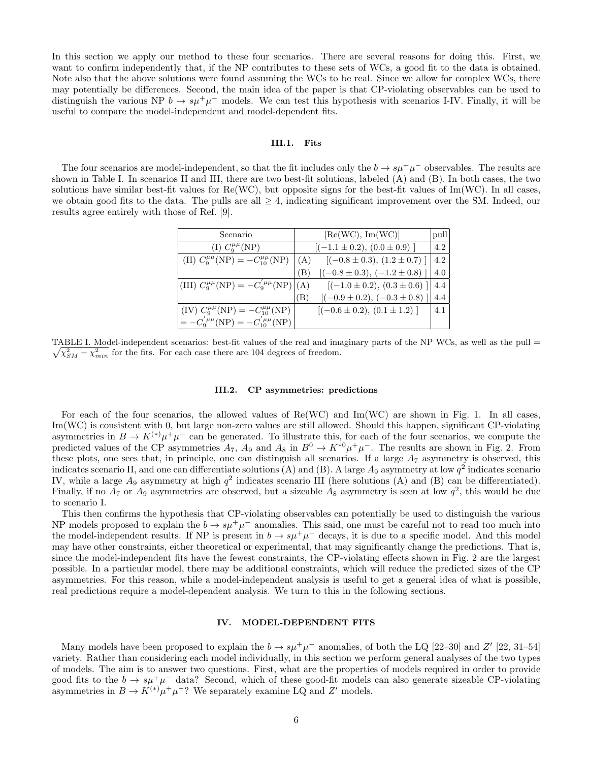In this section we apply our method to these four scenarios. There are several reasons for doing this. First, we want to confirm independently that, if the NP contributes to these sets of WCs, a good fit to the data is obtained. Note also that the above solutions were found assuming the WCs to be real. Since we allow for complex WCs, there may potentially be differences. Second, the main idea of the paper is that CP-violating observables can be used to distinguish the various NP $b \to s\mu^+\mu^-$ models. We can test this hypothesis with scenarios I-IV. Finally, it will be useful to compare the model-independent and model-dependent fits.

### III.1. Fits

The four scenarios are model-independent, so that the fit includes only the $b \to s\mu^+\mu^-$ observables. The results are shown in Table I. In scenarios II and III, there are two best-fit solutions, labeled (A) and (B). In both cases, the two solutions have similar best-fit values for Re(WC), but opposite signs for the best-fit values of Im(WC). In all cases, we obtain good fits to the data. The pulls are all $\geq 4$, indicating significant improvement over the SM. Indeed, our results agree entirely with those of Ref. [9].

| Scenario | | [Re(WC), Im(WC)] | pull |
|---|---|---|---|
| (I) $C_9^{\mu\mu}(\text{NP})$ | | $[(-1.1 \pm 0.2),\ (0.0 \pm 0.9)\ ]$ | 4.2 |
| (II) $C_9^{\mu\mu}(\text{NP}) = -C_{10}^{\mu\mu}(\text{NP})$ | (A) | $[(-0.8 \pm 0.3),\ (1.2 \pm 0.7)\ ]$ | 4.2 |
| | (B) | $[(-0.8 \pm 0.3),\ (-1.2 \pm 0.8)\ ]$ | 4.0 |
| (III) $C_9^{\mu\mu}(\text{NP}) = -C_9^{\prime\mu\mu}(\text{NP})$ | (A) | $[(-1.0 \pm 0.2),\ (0.3 \pm 0.6)\ ]$ | 4.4 |
| | (B) | $[(-0.9 \pm 0.2),\ (-0.3 \pm 0.8)\ ]$ | 4.4 |
| (IV) $C_9^{\mu\mu}(\text{NP}) = -C_{10}^{\mu\mu}(\text{NP})$ $= -C_9^{\prime\mu\mu}(\text{NP}) = -C_{10}^{\prime\mu\mu}(\text{NP})$ | | $[(-0.6 \pm 0.2),\ (0.1 \pm 1.2)\ ]$ | 4.1 |

TABLE I. Model-independent scenarios: best-fit values of the real and imaginary parts of the NP WCs, as well as the pull = $\sqrt{\chi^2_{SM} - \chi^2_{min}}$ for the fits. For each case there are 104 degrees of freedom.

### III.2. CP asymmetries: predictions

For each of the four scenarios, the allowed values of Re(WC) and Im(WC) are shown in Fig. 1. In all cases, Im(WC) is consistent with 0, but large non-zero values are still allowed. Should this happen, significant CP-violating asymmetries in $B \to K^{(*)}\mu^+\mu^-$ can be generated. To illustrate this, for each of the four scenarios, we compute the predicted values of the CP asymmetries $A_7$, $A_9$ and $A_8$ in $B^0 \to K^{*0}\mu^+\mu^-$. The results are shown in Fig. 2. From these plots, one sees that, in principle, one can distinguish all scenarios. If a large $A_7$ asymmetry is observed, this indicates scenario II, and one can differentiate solutions (A) and (B). A large $A_9$ asymmetry at low $q^2$ indicates scenario IV, while a large $A_9$ asymmetry at high $q^2$ indicates scenario III (here solutions (A) and (B) can be differentiated). Finally, if no $A_7$ or $A_9$ asymmetries are observed, but a sizeable $A_8$ asymmetry is seen at low $q^2$, this would be due to scenario I.

This then confirms the hypothesis that CP-violating observables can potentially be used to distinguish the various NP models proposed to explain the $b \to s\mu^+\mu^-$ anomalies. This said, one must be careful not to read too much into the model-independent results. If NP is present in $b \to s\mu^+\mu^-$ decays, it is due to a specific model. And this model may have other constraints, either theoretical or experimental, that may significantly change the predictions. That is, since the model-independent fits have the fewest constraints, the CP-violating effects shown in Fig. 2 are the largest possible. In a particular model, there may be additional constraints, which will reduce the predicted sizes of the CP asymmetries. For this reason, while a model-independent analysis is useful to get a general idea of what is possible, real predictions require a model-dependent analysis. We turn to this in the following sections.

## IV. MODEL-DEPENDENT FITS

Many models have been proposed to explain the $b \to s\mu^+\mu^-$ anomalies, of both the LQ [22–30] and $Z'$ [22, 31–54] variety. Rather than considering each model individually, in this section we perform general analyses of the two types of models. The aim is to answer two questions. First, what are the properties of models required in order to provide good fits to the $b \to s\mu^+\mu^-$ data? Second, which of these good-fit models can also generate sizeable CP-violating asymmetries in $B \to K^{(*)}\mu^+\mu^-$? We separately examine LQ and $Z'$ models.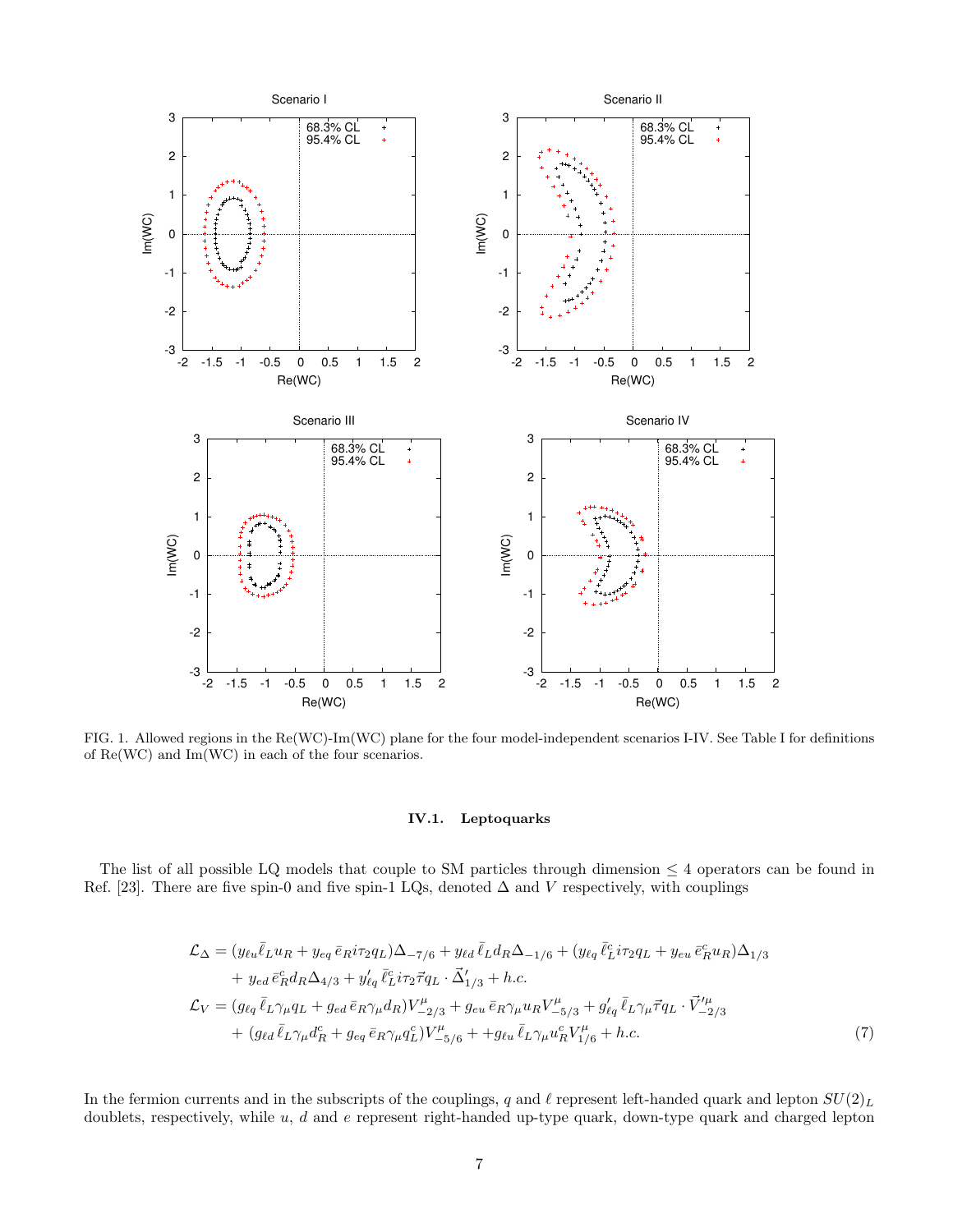FIG. 1. Allowed regions in the Re(WC)-Im(WC) plane for the four model-independent scenarios I-IV. See Table I for definitions of Re(WC) and Im(WC) in each of the four scenarios.

### IV.1. Leptoquarks

The list of all possible LQ models that couple to SM particles through dimension $\leq 4$ operators can be found in Ref. [23]. There are five spin-0 and five spin-1 LQs, denoted $\Delta$ and $V$ respectively, with couplings

$$
\begin{aligned}
\mathcal{L}_\Delta &= (y_{\ell u}\bar{\ell}_L u_R + y_{eq}\,\bar{e}_R i\tau_2 q_L)\Delta_{-7/6} + y_{\ell d}\,\bar{\ell}_L d_R \Delta_{-1/6} + (y_{\ell q}\,\bar{\ell}^c_L i\tau_2 q_L + y_{eu}\,\bar{e}^c_R u_R)\Delta_{1/3} \\
&\quad + y_{ed}\,\bar{e}^c_R d_R \Delta_{4/3} + y'_{\ell q}\,\bar{\ell}^c_L i\tau_2 \vec{\tau} q_L \cdot \vec{\Delta}'_{1/3} + h.c. \\
\mathcal{L}_V &= (g_{\ell q}\,\bar{\ell}_L \gamma_\mu q_L + g_{ed}\,\bar{e}_R \gamma_\mu d_R)V^\mu_{-2/3} + g_{eu}\,\bar{e}_R \gamma_\mu u_R V^\mu_{-5/3} + g'_{\ell q}\,\bar{\ell}_L \gamma_\mu \vec{\tau} q_L \cdot \vec{V}'^\mu_{-2/3} \\
&\quad + (g_{\ell d}\,\bar{\ell}_L \gamma_\mu d^c_R + g_{eq}\,\bar{e}_R \gamma_\mu q^c_L)V^\mu_{-5/6} + +g_{\ell u}\,\bar{\ell}_L \gamma_\mu u^c_R V^\mu_{1/6} + h.c.
\end{aligned}
\tag{7}
$$

In the fermion currents and in the subscripts of the couplings, $q$ and $\ell$ represent left-handed quark and lepton $SU(2)_L$ doublets, respectively, while $u$, $d$ and $e$ represent right-handed up-type quark, down-type quark and charged lepton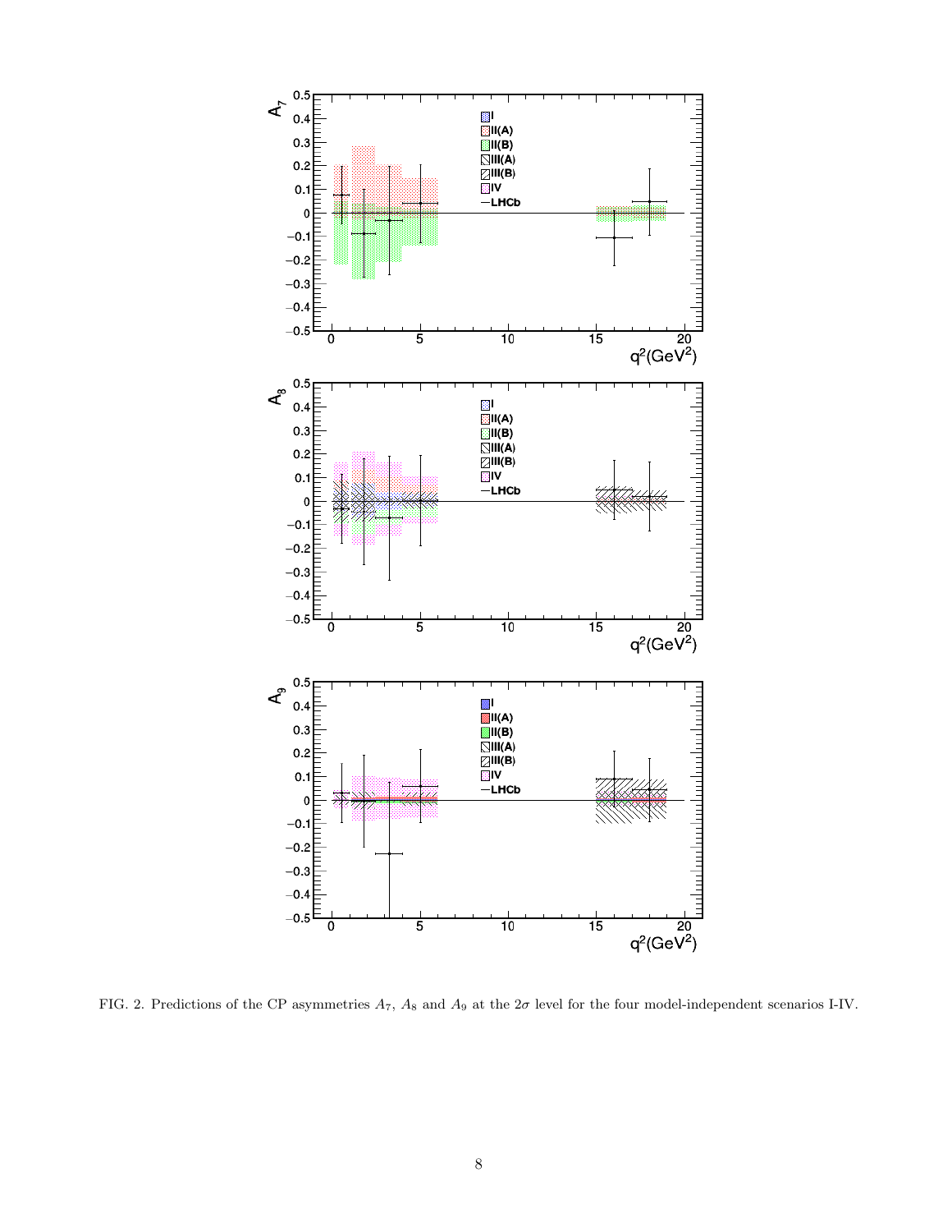FIG. 2. Predictions of the CP asymmetries $A_7$, $A_8$ and $A_9$ at the $2\sigma$ level for the four model-independent scenarios I-IV.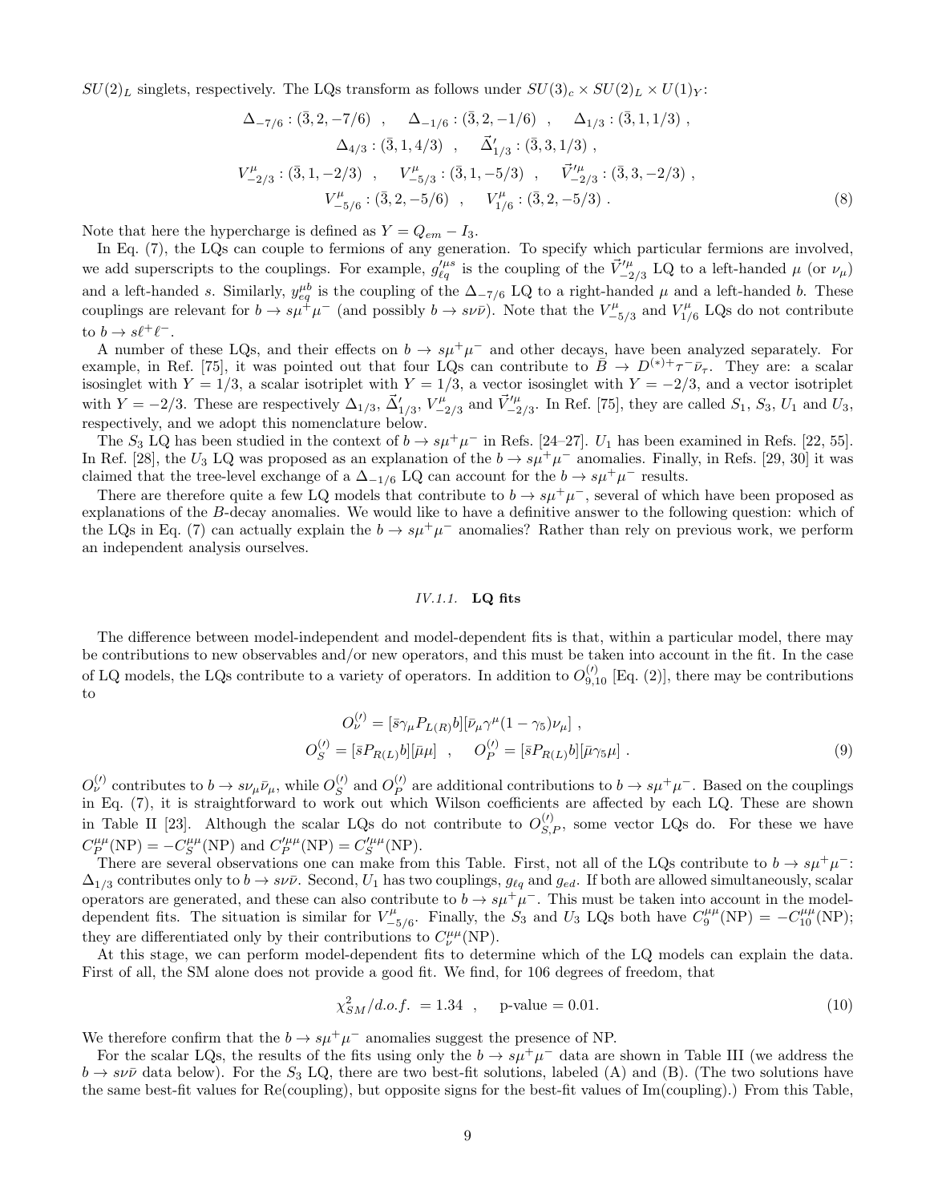$SU(2)_L$ singlets, respectively. The LQs transform as follows under $SU(3)_c \times SU(2)_L \times U(1)_Y$:

$$
\begin{gathered}
\Delta_{-7/6} : (\bar{3}, 2, -7/6) \quad , \quad \Delta_{-1/6} : (\bar{3}, 2, -1/6) \quad , \quad \Delta_{1/3} : (\bar{3}, 1, 1/3) \ , \\
\Delta_{4/3} : (\bar{3}, 1, 4/3) \quad , \quad \vec{\Delta}'_{1/3} : (\bar{3}, 3, 1/3) \ , \\
V^{\mu}_{-2/3} : (\bar{3}, 1, -2/3) \quad , \quad V^{\mu}_{-5/3} : (\bar{3}, 1, -5/3) \quad , \quad \vec{V}'^{\mu}_{-2/3} : (\bar{3}, 3, -2/3) \ , \\
V^{\mu}_{-5/6} : (\bar{3}, 2, -5/6) \quad , \quad V^{\mu}_{1/6} : (\bar{3}, 2, -5/3) \ .
\end{gathered} \tag{8}
$$

Note that here the hypercharge is defined as $Y = Q_{em} - I_3$.

In Eq. (7), the LQs can couple to fermions of any generation. To specify which particular fermions are involved, we add superscripts to the couplings. For example, $g'^{\mu s}_{\ell q}$ is the coupling of the $\vec{V}'^{\mu}_{-2/3}$ LQ to a left-handed $\mu$ (or $\nu_\mu$) and a left-handed $s$. Similarly, $y^{\mu b}_{eq}$ is the coupling of the $\Delta_{-7/6}$ LQ to a right-handed $\mu$ and a left-handed $b$. These couplings are relevant for $b \to s \mu^+ \mu^-$ (and possibly $b \to s \nu \bar{\nu}$). Note that the $V^{\mu}_{-5/3}$ and $V^{\mu}_{1/6}$ LQs do not contribute to $b \to s \ell^+ \ell^-$.

A number of these LQs, and their effects on $b \to s \mu^+ \mu^-$ and other decays, have been analyzed separately. For example, in Ref. [75], it was pointed out that four LQs can contribute to $\bar{B} \to D^{(*)+} \tau^- \bar{\nu}_\tau$. They are: a scalar isosinglet with $Y = 1/3$, a scalar isotriplet with $Y = 1/3$, a vector isosinglet with $Y = -2/3$, and a vector isotriplet with $Y = -2/3$. These are respectively $\Delta_{1/3}$, $\vec{\Delta}'_{1/3}$, $V^{\mu}_{-2/3}$ and $\vec{V}'^{\mu}_{-2/3}$. In Ref. [75], they are called $S_1$, $S_3$, $U_1$ and $U_3$, respectively, and we adopt this nomenclature below.

The $S_3$ LQ has been studied in the context of $b \to s \mu^+ \mu^-$ in Refs. [24–27]. $U_1$ has been examined in Refs. [22, 55]. In Ref. [28], the $U_3$ LQ was proposed as an explanation of the $b \to s \mu^+ \mu^-$ anomalies. Finally, in Refs. [29, 30] it was claimed that the tree-level exchange of a $\Delta_{-1/6}$ LQ can account for the $b \to s \mu^+ \mu^-$ results.

There are therefore quite a few LQ models that contribute to $b \to s \mu^+ \mu^-$, several of which have been proposed as explanations of the $B$-decay anomalies. We would like to have a definitive answer to the following question: which of the LQs in Eq. (7) can actually explain the $b \to s \mu^+ \mu^-$ anomalies? Rather than rely on previous work, we perform an independent analysis ourselves.

#### *IV.1.1.* **LQ fits**

The difference between model-independent and model-dependent fits is that, within a particular model, there may be contributions to new observables and/or new operators, and this must be taken into account in the fit. In the case of LQ models, the LQs contribute to a variety of operators. In addition to $O^{(\prime)}_{9,10}$ [Eq. (2)], there may be contributions to

$$
\begin{gathered}
O^{(\prime)}_{\nu} = [\bar{s} \gamma_\mu P_{L(R)} b][\bar{\nu}_\mu \gamma^\mu (1 - \gamma_5) \nu_\mu] \ , \\
O^{(\prime)}_{S} = [\bar{s} P_{R(L)} b][\bar{\mu} \mu] \quad , \quad O^{(\prime)}_{P} = [\bar{s} P_{R(L)} b][\bar{\mu} \gamma_5 \mu] \ .
\end{gathered} \tag{9}
$$

$O^{(\prime)}_{\nu}$ contributes to $b \to s \nu_\mu \bar{\nu}_\mu$, while $O^{(\prime)}_{S}$ and $O^{(\prime)}_{P}$ are additional contributions to $b \to s \mu^+ \mu^-$. Based on the couplings in Eq. (7), it is straightforward to work out which Wilson coefficients are affected by each LQ. These are shown in Table II [23]. Although the scalar LQs do not contribute to $O^{(\prime)}_{S,P}$, some vector LQs do. For these we have $C^{\mu\mu}_{P}(\mathrm{NP}) = -C^{\mu\mu}_{S}(\mathrm{NP})$ and $C'^{\mu\mu}_{P}(\mathrm{NP}) = C'^{\mu\mu}_{S}(\mathrm{NP})$.

There are several observations one can make from this Table. First, not all of the LQs contribute to $b \to s \mu^+ \mu^-$: $\Delta_{1/3}$ contributes only to $b \to s \nu \bar{\nu}$. Second, $U_1$ has two couplings, $g_{\ell q}$ and $g_{ed}$. If both are allowed simultaneously, scalar operators are generated, and these can also contribute to $b \to s \mu^+ \mu^-$. This must be taken into account in the model-dependent fits. The situation is similar for $V^{\mu}_{-5/6}$. Finally, the $S_3$ and $U_3$ LQs both have $C^{\mu\mu}_{9}(\mathrm{NP}) = -C^{\mu\mu}_{10}(\mathrm{NP})$; they are differentiated only by their contributions to $C^{\mu\mu}_{\nu}(\mathrm{NP})$.

At this stage, we can perform model-dependent fits to determine which of the LQ models can explain the data. First of all, the SM alone does not provide a good fit. We find, for 106 degrees of freedom, that

$$
\chi^2_{SM}/d.o.f. = 1.34 \quad , \quad \text{p-value} = 0.01. \tag{10}
$$

We therefore confirm that the $b \to s \mu^+ \mu^-$ anomalies suggest the presence of NP.

For the scalar LQs, the results of the fits using only the $b \to s \mu^+ \mu^-$ data are shown in Table III (we address the $b \to s \nu \bar{\nu}$ data below). For the $S_3$ LQ, there are two best-fit solutions, labeled (A) and (B). (The two solutions have the same best-fit values for Re(coupling), but opposite signs for the best-fit values of Im(coupling).) From this Table,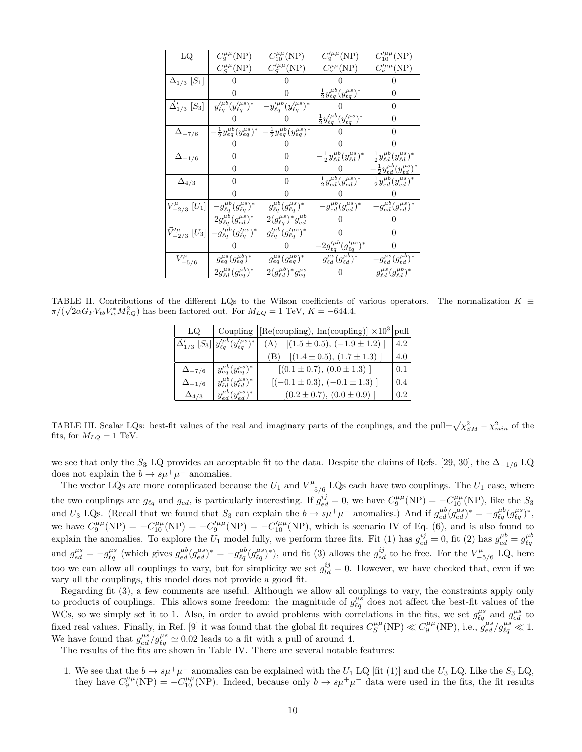| LQ | $C_9^{\mu\mu}(\text{NP})$ | $C_{10}^{\mu\mu}(\text{NP})$ | $C_9^{\prime\mu\mu}(\text{NP})$ | $C_{10}^{\prime\mu\mu}(\text{NP})$ |
|---|---|---|---|---|
| | $C_S^{\mu\mu}(\text{NP})$ | $C_S^{\prime\mu\mu}(\text{NP})$ | $C_\nu^{\mu\mu}(\text{NP})$ | $C_\nu^{\prime\mu\mu}(\text{NP})$ |
| $\Delta_{1/3}$ [$S_1$] | 0 | 0 | 0 | 0 |
| | 0 | 0 | $\frac{1}{2}y_{\ell q}^{\mu b}(y_{\ell q}^{\mu s})^*$ | 0 |
| $\vec{\Delta}'_{1/3}$ [$S_3$] | $y_{\ell q}^{\prime\mu b}(y_{\ell q}^{\prime\mu s})^*$ | $-y_{\ell q}^{\prime\mu b}(y_{\ell q}^{\prime\mu s})^*$ | 0 | 0 |
| | 0 | 0 | $\frac{1}{2}y_{\ell q}^{\prime\mu b}(y_{\ell q}^{\prime\mu s})^*$ | 0 |
| $\Delta_{-7/6}$ | $-\frac{1}{2}y_{eq}^{\mu b}(y_{eq}^{\mu s})^*$ | $-\frac{1}{2}y_{eq}^{\mu b}(y_{eq}^{\mu s})^*$ | 0 | 0 |
| | 0 | 0 | 0 | 0 |
| $\Delta_{-1/6}$ | 0 | 0 | $-\frac{1}{2}y_{\ell d}^{\mu b}(y_{\ell d}^{\mu s})^*$ | $\frac{1}{2}y_{\ell d}^{\mu b}(y_{\ell d}^{\mu s})^*$ |
| | 0 | 0 | 0 | $-\frac{1}{2}y_{\ell d}^{\mu b}(y_{\ell d}^{\mu s})^*$ |
| $\Delta_{4/3}$ | 0 | 0 | $\frac{1}{2}y_{ed}^{\mu b}(y_{ed}^{\mu s})^*$ | $\frac{1}{2}y_{ed}^{\mu b}(y_{ed}^{\mu s})^*$ |
| | 0 | 0 | 0 | 0 |
| $V_{-2/3}^{\mu}$ [$U_1$] | $-g_{\ell q}^{\mu b}(g_{\ell q}^{\mu s})^*$ | $g_{\ell q}^{\mu b}(g_{\ell q}^{\mu s})^*$ | $-g_{ed}^{\mu b}(g_{ed}^{\mu s})^*$ | $-g_{ed}^{\mu b}(g_{ed}^{\mu s})^*$ |
| | $2g_{\ell q}^{\mu b}(g_{ed}^{\mu s})^*$ | $2(g_{\ell q}^{\mu s})^* g_{ed}^{\mu b}$ | 0 | 0 |
| $\vec{V}_{-2/3}^{\prime\mu}$ [$U_3$] | $-g_{\ell q}^{\prime\mu b}(g_{\ell q}^{\prime\mu s})^*$ | $g_{\ell q}^{\prime\mu b}(g_{\ell q}^{\prime\mu s})^*$ | 0 | 0 |
| | 0 | 0 | $-2g_{\ell q}^{\prime\mu b}(g_{\ell q}^{\prime\mu s})^*$ | 0 |
| $V_{-5/6}^{\mu}$ | $g_{eq}^{\mu s}(g_{eq}^{\mu b})^*$ | $g_{eq}^{\mu s}(g_{eq}^{\mu b})^*$ | $g_{\ell d}^{\mu s}(g_{\ell d}^{\mu b})^*$ | $-g_{\ell d}^{\mu s}(g_{\ell d}^{\mu b})^*$ |
| | $2g_{\ell d}^{\mu s}(g_{eq}^{\mu b})^*$ | $2(g_{\ell d}^{\mu b})^* g_{eq}^{\mu s}$ | 0 | $g_{\ell d}^{\mu s}(g_{\ell d}^{\mu b})^*$ |

TABLE II. Contributions of the different LQs to the Wilson coefficients of various operators. The normalization $K \equiv \pi/(\sqrt{2}\alpha G_F V_{tb}V_{ts}^* M_{LQ}^2)$ has been factored out. For $M_{LQ} = 1$ TeV, $K = -644.4$.

| LQ | Coupling | [Re(coupling), Im(coupling)] $\times 10^3$ | pull |
|---|---|---|---|
| $\vec{\Delta}'_{1/3}$ [$S_3$] | $y_{\ell q}^{\prime\mu b}(y_{\ell q}^{\prime\mu s})^*$ | (A) $[(1.5 \pm 0.5),\ (-1.9 \pm 1.2)\ ]$ | 4.2 |
| | | (B) $[(1.4 \pm 0.5),\ (1.7 \pm 1.3)\ ]$ | 4.0 |
| $\Delta_{-7/6}$ | $y_{eq}^{\mu b}(y_{eq}^{\mu s})^*$ | $[(0.1 \pm 0.7),\ (0.0 \pm 1.3)\ ]$ | 0.1 |
| $\Delta_{-1/6}$ | $y_{\ell d}^{\mu b}(y_{\ell d}^{\mu s})^*$ | $[(-0.1 \pm 0.3),\ (-0.1 \pm 1.3)\ ]$ | 0.4 |
| $\Delta_{4/3}$ | $y_{ed}^{\mu b}(y_{ed}^{\mu s})^*$ | $[(0.2 \pm 0.7),\ (0.0 \pm 0.9)\ ]$ | 0.2 |

TABLE III. Scalar LQs: best-fit values of the real and imaginary parts of the couplings, and the pull=$\sqrt{\chi^2_{SM} - \chi^2_{min}}$ of the fits, for $M_{LQ} = 1$ TeV.

we see that only the $S_3$ LQ provides an acceptable fit to the data. Despite the claims of Refs. [29, 30], the $\Delta_{-1/6}$ LQ does not explain the $b \to s\mu^+\mu^-$ anomalies.

The vector LQs are more complicated because the $U_1$ and $V_{-5/6}^{\mu}$ LQs each have two couplings. The $U_1$ case, where the two couplings are $g_{\ell q}$ and $g_{ed}$, is particularly interesting. If $g_{ed}^{ij} = 0$, we have $C_9^{\mu\mu}(\text{NP}) = -C_{10}^{\mu\mu}(\text{NP})$, like the $S_3$ and $U_3$ LQs. (Recall that we found that $S_3$ can explain the $b \to s\mu^+\mu^-$ anomalies.) And if $g_{ed}^{\mu b}(g_{ed}^{\mu s})^* = -g_{\ell q}^{\mu b}(g_{\ell q}^{\mu s})^*$, we have $C_9^{\mu\mu}(\text{NP}) = -C_{10}^{\mu\mu}(\text{NP}) = -C_9^{\prime\mu\mu}(\text{NP}) = -C_{10}^{\prime\mu\mu}(\text{NP})$, which is scenario IV of Eq. (6), and is also found to explain the anomalies. To explore the $U_1$ model fully, we perform three fits. Fit (1) has $g_{ed}^{ij} = 0$, fit (2) has $g_{ed}^{\mu b} = g_{\ell q}^{\mu b}$ and $g_{ed}^{\mu s} = -g_{\ell q}^{\mu s}$ (which gives $g_{ed}^{\mu b}(g_{ed}^{\mu s})^* = -g_{\ell q}^{\mu b}(g_{\ell q}^{\mu s})^*$), and fit (3) allows the $g_{ed}^{ij}$ to be free. For the $V_{-5/6}^{\mu}$ LQ, here too we can allow all couplings to vary, but for simplicity we set $g_{\ell d}^{ij} = 0$. However, we have checked that, even if we vary all the couplings, this model does not provide a good fit.

Regarding fit (3), a few comments are useful. Although we allow all couplings to vary, the constraints apply only to products of couplings. This allows some freedom: the magnitude of $g_{\ell q}^{\mu s}$ does not affect the best-fit values of the WCs, so we simply set it to 1. Also, in order to avoid problems with correlations in the fits, we set $g_{\ell q}^{\mu s}$ and $g_{ed}^{\mu s}$ to fixed real values. Finally, in Ref. [9] it was found that the global fit requires $C_S^{\mu\mu}(\text{NP}) \ll C_9^{\mu\mu}(\text{NP})$, i.e., $g_{ed}^{\mu s}/g_{\ell q}^{\mu s} \ll 1$. We have found that $g_{ed}^{\mu s}/g_{\ell q}^{\mu s} \simeq 0.02$ leads to a fit with a pull of around 4.

The results of the fits are shown in Table IV. There are several notable features:

1. We see that the $b \to s\mu^+\mu^-$ anomalies can be explained with the $U_1$ LQ [fit (1)] and the $U_3$ LQ. Like the $S_3$ LQ, they have $C_9^{\mu\mu}(\text{NP}) = -C_{10}^{\mu\mu}(\text{NP})$. Indeed, because only $b \to s\mu^+\mu^-$ data were used in the fits, the fit results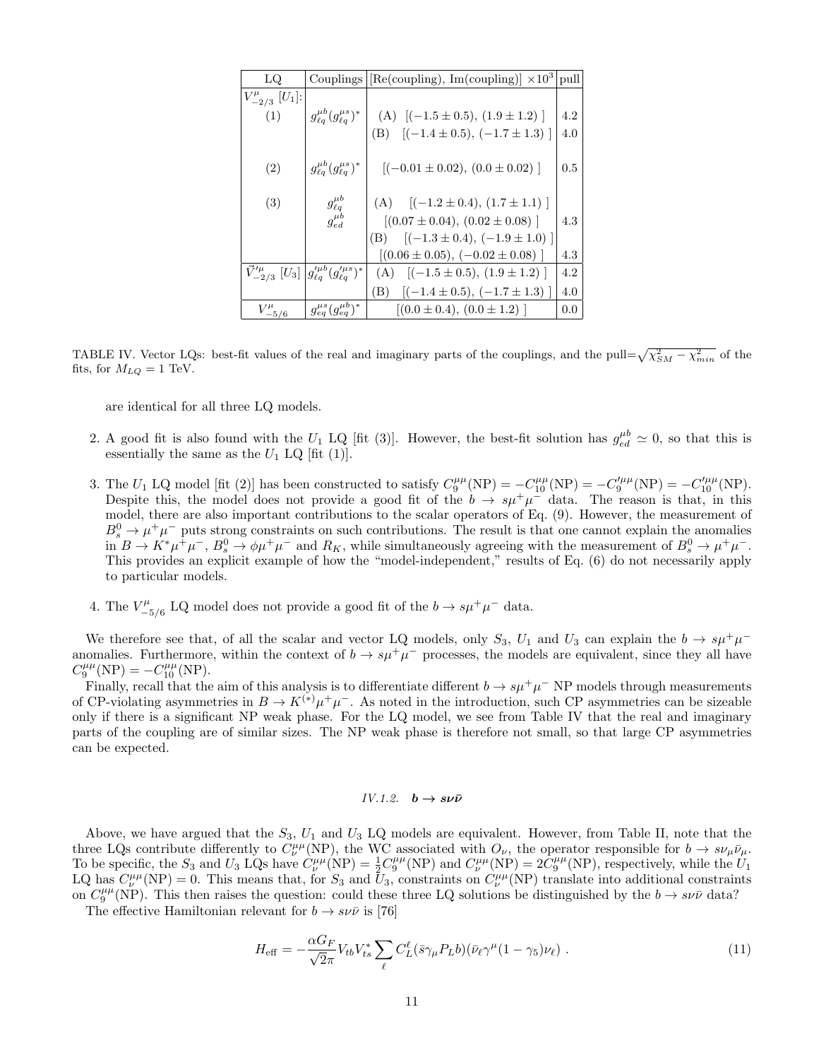| LQ | Couplings | [Re(coupling), Im(coupling)] $\times 10^3$ | pull |
|---|---|---|---|
| $V^{\mu}_{-2/3}$ $[U_1]$: | | | |
| (1) | $g^{\mu b}_{\ell q}(g^{\mu s}_{\ell q})^*$ | (A) $[(-1.5 \pm 0.5), (1.9 \pm 1.2)]$ | 4.2 |
| | | (B) $[(-1.4 \pm 0.5), (-1.7 \pm 1.3)]$ | 4.0 |
| (2) | $g^{\mu b}_{\ell q}(g^{\mu s}_{\ell q})^*$ | $[(-0.01 \pm 0.02), (0.0 \pm 0.02)]$ | 0.5 |
| (3) | $g^{\mu b}_{\ell q}$ | (A) $[(-1.2 \pm 0.4), (1.7 \pm 1.1)]$ | |
| | $g^{\mu b}_{ed}$ | $[(0.07 \pm 0.04), (0.02 \pm 0.08)]$ | 4.3 |
| | | (B) $[(-1.3 \pm 0.4), (-1.9 \pm 1.0)]$ | |
| | | $[(0.06 \pm 0.05), (-0.02 \pm 0.08)]$ | 4.3 |
| $\vec{V}'^{\mu}_{-2/3}$ $[U_3]$ | $g'^{\mu b}_{\ell q}(g'^{\mu s}_{\ell q})^*$ | (A) $[(-1.5 \pm 0.5), (1.9 \pm 1.2)]$ | 4.2 |
| | | (B) $[(-1.4 \pm 0.5), (-1.7 \pm 1.3)]$ | 4.0 |
| $V^{\mu}_{-5/6}$ | $g^{\mu s}_{eq}(g^{\mu b}_{eq})^*$ | $[(0.0 \pm 0.4), (0.0 \pm 1.2)]$ | 0.0 |

TABLE IV. Vector LQs: best-fit values of the real and imaginary parts of the couplings, and the pull=$\sqrt{\chi^2_{SM} - \chi^2_{min}}$ of the fits, for $M_{LQ} = 1$ TeV.

are identical for all three LQ models.

2. A good fit is also found with the $U_1$ LQ [fit (3)]. However, the best-fit solution has $g^{\mu b}_{ed} \simeq 0$, so that this is essentially the same as the $U_1$ LQ [fit (1)].

3. The $U_1$ LQ model [fit (2)] has been constructed to satisfy $C_9^{\mu\mu}(\mathrm{NP}) = -C_{10}^{\mu\mu}(\mathrm{NP}) = -C_9'^{\mu\mu}(\mathrm{NP}) = -C_{10}'^{\mu\mu}(\mathrm{NP})$. Despite this, the model does not provide a good fit of the $b \to s\mu^+\mu^-$ data. The reason is that, in this model, there are also important contributions to the scalar operators of Eq. (9). However, the measurement of $B_s^0 \to \mu^+\mu^-$ puts strong constraints on such contributions. The result is that one cannot explain the anomalies in $B \to K^*\mu^+\mu^-$, $B_s^0 \to \phi\mu^+\mu^-$ and $R_K$, while simultaneously agreeing with the measurement of $B_s^0 \to \mu^+\mu^-$. This provides an explicit example of how the "model-independent," results of Eq. (6) do not necessarily apply to particular models.

4. The $V^{\mu}_{-5/6}$ LQ model does not provide a good fit of the $b \to s\mu^+\mu^-$ data.

We therefore see that, of all the scalar and vector LQ models, only $S_3$, $U_1$ and $U_3$ can explain the $b \to s\mu^+\mu^-$ anomalies. Furthermore, within the context of $b \to s\mu^+\mu^-$ processes, the models are equivalent, since they all have $C_9^{\mu\mu}(\mathrm{NP}) = -C_{10}^{\mu\mu}(\mathrm{NP})$.

Finally, recall that the aim of this analysis is to differentiate different $b \to s\mu^+\mu^-$ NP models through measurements of CP-violating asymmetries in $B \to K^{(*)}\mu^+\mu^-$. As noted in the introduction, such CP asymmetries can be sizeable only if there is a significant NP weak phase. For the LQ model, we see from Table IV that the real and imaginary parts of the coupling are of similar sizes. The NP weak phase is therefore not small, so that large CP asymmetries can be expected.

#### IV.1.2. $b \to s\nu\bar{\nu}$

Above, we have argued that the $S_3$, $U_1$ and $U_3$ LQ models are equivalent. However, from Table II, note that the three LQs contribute differently to $C_\nu^{\mu\mu}(\mathrm{NP})$, the WC associated with $O_\nu$, the operator responsible for $b \to s\nu_\mu\bar{\nu}_\mu$. To be specific, the $S_3$ and $U_3$ LQs have $C_\nu^{\mu\mu}(\mathrm{NP}) = \frac{1}{2}C_9^{\mu\mu}(\mathrm{NP})$ and $C_\nu^{\mu\mu}(\mathrm{NP}) = 2C_9^{\mu\mu}(\mathrm{NP})$, respectively, while the $U_1$ LQ has $C_\nu^{\mu\mu}(\mathrm{NP}) = 0$. This means that, for $S_3$ and $U_3$, constraints on $C_\nu^{\mu\mu}(\mathrm{NP})$ translate into additional constraints on $C_9^{\mu\mu}(\mathrm{NP})$. This then raises the question: could these three LQ solutions be distinguished by the $b \to s\nu\bar{\nu}$ data?

The effective Hamiltonian relevant for $b \to s\nu\bar{\nu}$ is [76]

$$H_{\mathrm{eff}} = -\frac{\alpha G_F}{\sqrt{2}\pi} V_{tb}V_{ts}^* \sum_\ell C_L^\ell (\bar{s}\gamma_\mu P_L b)(\bar{\nu}_\ell \gamma^\mu (1-\gamma_5)\nu_\ell) \, . \tag{11}$$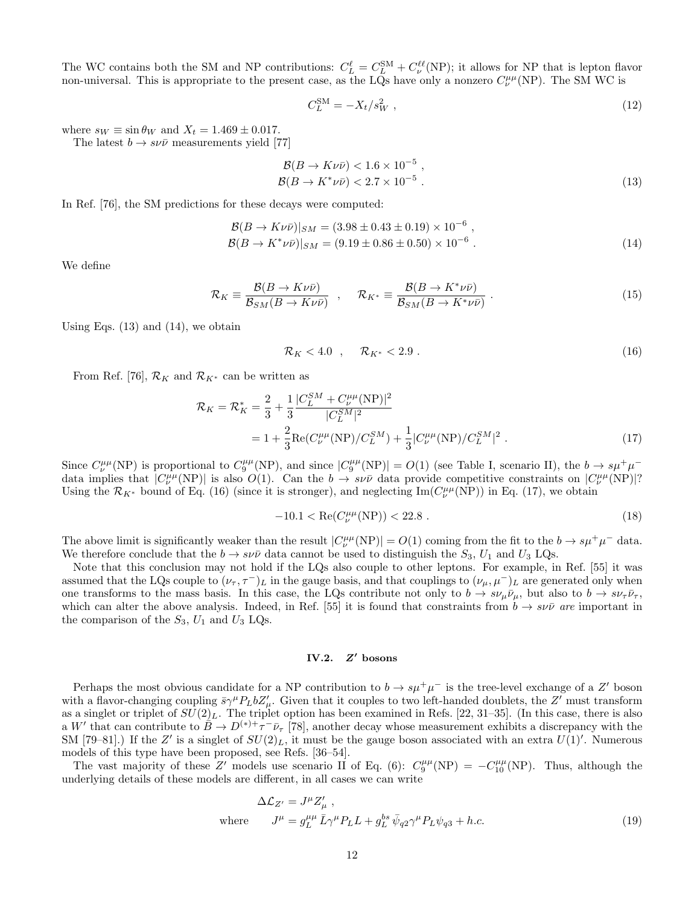The WC contains both the SM and NP contributions: $C_L^\ell = C_L^{\rm SM} + C_\nu^{\ell\ell}({\rm NP})$; it allows for NP that is lepton flavor non-universal. This is appropriate to the present case, as the LQs have only a nonzero $C_\nu^{\mu\mu}({\rm NP})$. The SM WC is

$$
C_L^{\rm SM} = -X_t/s_W^2 \ , \tag{12}
$$

where $s_W \equiv \sin\theta_W$ and $X_t = 1.469 \pm 0.017$.

The latest $b \to s\nu\bar{\nu}$ measurements yield [77]

$$
\begin{aligned}
\mathcal{B}(B \to K\nu\bar{\nu}) &< 1.6 \times 10^{-5} \ , \\
\mathcal{B}(B \to K^*\nu\bar{\nu}) &< 2.7 \times 10^{-5} \ .
\end{aligned} \tag{13}
$$

In Ref. [76], the SM predictions for these decays were computed:

$$
\begin{aligned}
\mathcal{B}(B \to K\nu\bar{\nu})|_{SM} &= (3.98 \pm 0.43 \pm 0.19) \times 10^{-6} \ , \\
\mathcal{B}(B \to K^*\nu\bar{\nu})|_{SM} &= (9.19 \pm 0.86 \pm 0.50) \times 10^{-6} \ .
\end{aligned} \tag{14}
$$

We define

$$
\mathcal{R}_K \equiv \frac{\mathcal{B}(B \to K\nu\bar{\nu})}{\mathcal{B}_{SM}(B \to K\nu\bar{\nu})} \quad , \quad \mathcal{R}_{K^*} \equiv \frac{\mathcal{B}(B \to K^*\nu\bar{\nu})}{\mathcal{B}_{SM}(B \to K^*\nu\bar{\nu})} \ . \tag{15}
$$

Using Eqs. (13) and (14), we obtain

$$
\mathcal{R}_K < 4.0 \quad , \quad \mathcal{R}_{K^*} < 2.9 \ . \tag{16}
$$

From Ref. [76], $\mathcal{R}_K$ and $\mathcal{R}_{K^*}$ can be written as

$$
\begin{aligned}
\mathcal{R}_K = \mathcal{R}_K^* &= \frac{2}{3} + \frac{1}{3}\frac{|C_L^{SM} + C_\nu^{\mu\mu}({\rm NP})|^2}{|C_L^{SM}|^2} \\
&= 1 + \frac{2}{3}{\rm Re}(C_\nu^{\mu\mu}({\rm NP})/C_L^{SM}) + \frac{1}{3}|C_\nu^{\mu\mu}({\rm NP})/C_L^{SM}|^2 \ .
\end{aligned} \tag{17}
$$

Since $C_\nu^{\mu\mu}({\rm NP})$ is proportional to $C_9^{\mu\mu}({\rm NP})$, and since $|C_9^{\mu\mu}({\rm NP})| = O(1)$ (see Table I, scenario II), the $b \to s\mu^+\mu^-$ data implies that $|C_\nu^{\mu\mu}({\rm NP})|$ is also $O(1)$. Can the $b \to s\nu\bar{\nu}$ data provide competitive constraints on $|C_\nu^{\mu\mu}({\rm NP})|$? Using the $\mathcal{R}_{K^*}$ bound of Eq. (16) (since it is stronger), and neglecting ${\rm Im}(C_\nu^{\mu\mu}({\rm NP}))$ in Eq. (17), we obtain

$$
-10.1 < {\rm Re}(C_\nu^{\mu\mu}({\rm NP})) < 22.8 \ . \tag{18}
$$

The above limit is significantly weaker than the result $|C_\nu^{\mu\mu}({\rm NP})| = O(1)$ coming from the fit to the $b \to s\mu^+\mu^-$ data. We therefore conclude that the $b \to s\nu\bar{\nu}$ data cannot be used to distinguish the $S_3$, $U_1$ and $U_3$ LQs.

Note that this conclusion may not hold if the LQs also couple to other leptons. For example, in Ref. [55] it was assumed that the LQs couple to $(\nu_\tau, \tau^-)_L$ in the gauge basis, and that couplings to $(\nu_\mu, \mu^-)_L$ are generated only when one transforms to the mass basis. In this case, the LQs contribute not only to $b \to s\nu_\mu\bar{\nu}_\mu$, but also to $b \to s\nu_\tau\bar{\nu}_\tau$, which can alter the above analysis. Indeed, in Ref. [55] it is found that constraints from $b \to s\nu\bar{\nu}$ *are* important in the comparison of the $S_3$, $U_1$ and $U_3$ LQs.

### IV.2. $Z'$ bosons

Perhaps the most obvious candidate for a NP contribution to $b \to s\mu^+\mu^-$ is the tree-level exchange of a $Z'$ boson with a flavor-changing coupling $\bar{s}\gamma^\mu P_L b Z'_\mu$. Given that it couples to two left-handed doublets, the $Z'$ must transform as a singlet or triplet of $SU(2)_L$. The triplet option has been examined in Refs. [22, 31–35]. (In this case, there is also a $W'$ that can contribute to $\bar{B} \to D^{(*)+}\tau^-\bar{\nu}_\tau$ [78], another decay whose measurement exhibits a discrepancy with the SM [79–81].) If the $Z'$ is a singlet of $SU(2)_L$, it must be the gauge boson associated with an extra $U(1)'$. Numerous models of this type have been proposed, see Refs. [36–54].

The vast majority of these $Z'$ models use scenario II of Eq. (6): $C_9^{\mu\mu}({\rm NP}) = -C_{10}^{\mu\mu}({\rm NP})$. Thus, although the underlying details of these models are different, in all cases we can write

$$
\begin{aligned}
&\Delta\mathcal{L}_{Z'} = J^\mu Z'_\mu \ , \\
\text{where} \quad &J^\mu = g_L^{\mu\mu}\,\bar{L}\gamma^\mu P_L L + g_L^{bs}\,\bar{\psi}_{q2}\gamma^\mu P_L \psi_{q3} + h.c.
\end{aligned} \tag{19}
$$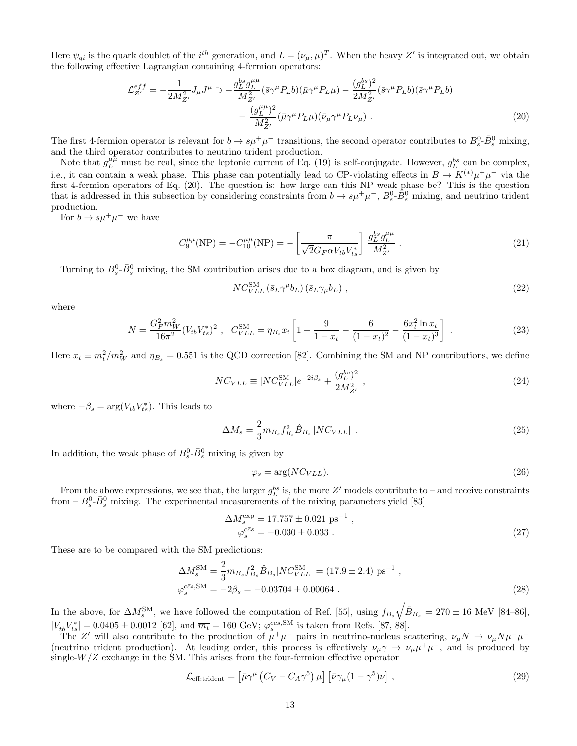Here $\psi_{qi}$ is the quark doublet of the $i^{th}$ generation, and $L = (\nu_\mu, \mu)^T$. When the heavy $Z'$ is integrated out, we obtain the following effective Lagrangian containing 4-fermion operators:

$$
\begin{aligned}
\mathcal{L}^{eff}_{Z'} = -\frac{1}{2M^2_{Z'}} J_\mu J^\mu \supset & -\frac{g_L^{bs} g_L^{\mu\mu}}{M^2_{Z'}} (\bar{s}\gamma^\mu P_L b)(\bar{\mu}\gamma^\mu P_L \mu) - \frac{(g_L^{bs})^2}{2M^2_{Z'}} (\bar{s}\gamma^\mu P_L b)(\bar{s}\gamma^\mu P_L b) \\
& - \frac{(g_L^{\mu\mu})^2}{M^2_{Z'}} (\bar{\mu}\gamma^\mu P_L \mu)(\bar{\nu}_\mu \gamma^\mu P_L \nu_\mu) \ . \qquad (20)
\end{aligned}
$$

The first 4-fermion operator is relevant for $b \to s\mu^+\mu^-$ transitions, the second operator contributes to $B^0_s$-$\bar{B}^0_s$ mixing, and the third operator contributes to neutrino trident production.

Note that $g_L^{\mu\mu}$ must be real, since the leptonic current of Eq. (19) is self-conjugate. However, $g_L^{bs}$ can be complex, i.e., it can contain a weak phase. This phase can potentially lead to CP-violating effects in $B \to K^{(*)}\mu^+\mu^-$ via the first 4-fermion operators of Eq. (20). The question is: how large can this NP weak phase be? This is the question that is addressed in this subsection by considering constraints from $b \to s\mu^+\mu^-$, $B^0_s$-$\bar{B}^0_s$ mixing, and neutrino trident production.

For $b \to s\mu^+\mu^-$ we have

$$
C_9^{\mu\mu}(\mathrm{NP}) = -C_{10}^{\mu\mu}(\mathrm{NP}) = -\left[\frac{\pi}{\sqrt{2} G_F \alpha V_{tb} V^*_{ts}}\right] \frac{g_L^{bs} g_L^{\mu\mu}}{M^2_{Z'}} \ . \qquad (21)
$$

Turning to $B^0_s$-$\bar{B}^0_s$ mixing, the SM contribution arises due to a box diagram, and is given by

$$
N C_{VLL}^{\mathrm{SM}} \, (\bar{s}_L \gamma^\mu b_L) \, (\bar{s}_L \gamma_\mu b_L) \ , \qquad (22)
$$

where

$$
N = \frac{G_F^2 m_W^2}{16\pi^2} (V_{tb} V^*_{ts})^2 \ , \quad C_{VLL}^{\mathrm{SM}} = \eta_{B_s} x_t \left[1 + \frac{9}{1 - x_t} - \frac{6}{(1 - x_t)^2} - \frac{6 x_t^2 \ln x_t}{(1 - x_t)^3}\right] \ . \qquad (23)
$$

Here $x_t \equiv m_t^2/m_W^2$ and $\eta_{B_s} = 0.551$ is the QCD correction [82]. Combining the SM and NP contributions, we define

$$
N C_{VLL} \equiv |N C_{VLL}^{\mathrm{SM}}| e^{-2i\beta_s} + \frac{(g_L^{bs})^2}{2M^2_{Z'}} \ , \qquad (24)
$$

where $-\beta_s = \arg(V_{tb} V^*_{ts})$. This leads to

$$
\Delta M_s = \frac{2}{3} m_{B_s} f^2_{B_s} \hat{B}_{B_s} \, |N C_{VLL}| \ . \qquad (25)
$$

In addition, the weak phase of $B^0_s$-$\bar{B}^0_s$ mixing is given by

$$
\varphi_s = \arg(N C_{VLL}). \qquad (26)
$$

From the above expressions, we see that, the larger $g_L^{bs}$ is, the more $Z'$ models contribute to – and receive constraints from – $B^0_s$-$\bar{B}^0_s$ mixing. The experimental measurements of the mixing parameters yield [83]

$$
\begin{aligned}
\Delta M_s^{\mathrm{exp}} &= 17.757 \pm 0.021 \ \mathrm{ps}^{-1} \ , \\
\varphi_s^{c\bar{c}s} &= -0.030 \pm 0.033 \ . \qquad (27)
\end{aligned}
$$

These are to be compared with the SM predictions:

$$
\begin{aligned}
\Delta M_s^{\mathrm{SM}} &= \frac{2}{3} m_{B_s} f^2_{B_s} \hat{B}_{B_s} |N C_{VLL}^{\mathrm{SM}}| = (17.9 \pm 2.4) \ \mathrm{ps}^{-1} \ , \\
\varphi_s^{c\bar{c}s,\mathrm{SM}} &= -2\beta_s = -0.03704 \pm 0.00064 \ . \qquad (28)
\end{aligned}
$$

In the above, for $\Delta M_s^{\mathrm{SM}}$, we have followed the computation of Ref. [55], using $f_{B_s}\sqrt{\hat{B}_{B_s}} = 270 \pm 16$ MeV [84–86], $|V_{tb} V^*_{ts}| = 0.0405 \pm 0.0012$ [62], and $\overline{m_t} = 160$ GeV; $\varphi_s^{c\bar{c}s,\mathrm{SM}}$ is taken from Refs. [87, 88].

The $Z'$ will also contribute to the production of $\mu^+\mu^-$ pairs in neutrino-nucleus scattering, $\nu_\mu N \to \nu_\mu N \mu^+\mu^-$ (neutrino trident production). At leading order, this process is effectively $\nu_\mu \gamma \to \nu_\mu \mu^+\mu^-$, and is produced by single-$W/Z$ exchange in the SM. This arises from the four-fermion effective operator

$$
\mathcal{L}_{\mathrm{eff:trident}} = \left[\bar{\mu}\gamma^\mu \left(C_V - C_A \gamma^5\right) \mu\right] \left[\bar{\nu}\gamma_\mu (1 - \gamma^5) \nu\right] \ , \qquad (29)
$$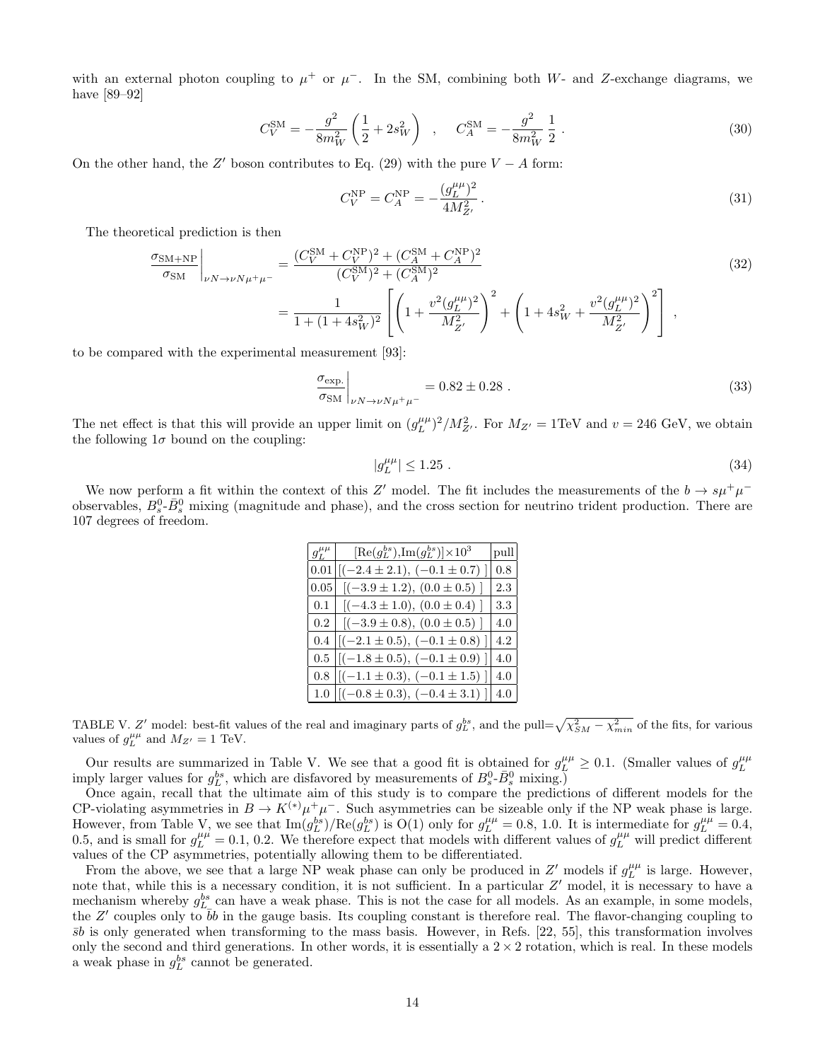with an external photon coupling to $\mu^+$ or $\mu^-$. In the SM, combining both $W$- and $Z$-exchange diagrams, we have [89–92]

$$C_V^{\rm SM} = -\frac{g^2}{8m_W^2}\left(\frac{1}{2}+2s_W^2\right) \quad , \quad C_A^{\rm SM} = -\frac{g^2}{8m_W^2}\,\frac{1}{2}\ . \tag{30}$$

On the other hand, the $Z'$ boson contributes to Eq. (29) with the pure $V-A$ form:

$$C_V^{\rm NP} = C_A^{\rm NP} = -\frac{(g_L^{\mu\mu})^2}{4M_{Z'}^2}\,. \tag{31}$$

The theoretical prediction is then

$$\begin{aligned}\left.\frac{\sigma_{\rm SM+NP}}{\sigma_{\rm SM}}\right|_{\nu N\to\nu N\mu^+\mu^-} &= \frac{(C_V^{\rm SM}+C_V^{\rm NP})^2+(C_A^{\rm SM}+C_A^{\rm NP})^2}{(C_V^{\rm SM})^2+(C_A^{\rm SM})^2} \\ &= \frac{1}{1+(1+4s_W^2)^2}\left[\left(1+\frac{v^2(g_L^{\mu\mu})^2}{M_{Z'}^2}\right)^2+\left(1+4s_W^2+\frac{v^2(g_L^{\mu\mu})^2}{M_{Z'}^2}\right)^2\right]\ ,\end{aligned} \tag{32}$$

to be compared with the experimental measurement [93]:

$$\left.\frac{\sigma_{\rm exp.}}{\sigma_{\rm SM}}\right|_{\nu N\to\nu N\mu^+\mu^-} = 0.82 \pm 0.28\ . \tag{33}$$

The net effect is that this will provide an upper limit on $(g_L^{\mu\mu})^2/M_{Z'}^2$. For $M_{Z'}=1$TeV and $v=246$ GeV, we obtain the following $1\sigma$ bound on the coupling:

$$|g_L^{\mu\mu}| \le 1.25\ . \tag{34}$$

We now perform a fit within the context of this $Z'$ model. The fit includes the measurements of the $b\to s\mu^+\mu^-$ observables, $B_s^0$-$\bar{B}_s^0$ mixing (magnitude and phase), and the cross section for neutrino trident production. There are 107 degrees of freedom.

| $g_L^{\mu\mu}$ | $[{\rm Re}(g_L^{bs}),{\rm Im}(g_L^{bs})]\times 10^3$ | pull |
|---|---|---|
| 0.01 | $[(-2.4\pm 2.1),\ (-0.1\pm 0.7)\ ]$ | 0.8 |
| 0.05 | $[(-3.9\pm 1.2),\ (0.0\pm 0.5)\ ]$ | 2.3 |
| 0.1 | $[(-4.3\pm 1.0),\ (0.0\pm 0.4)\ ]$ | 3.3 |
| 0.2 | $[(-3.9\pm 0.8),\ (0.0\pm 0.5)\ ]$ | 4.0 |
| 0.4 | $[(-2.1\pm 0.5),\ (-0.1\pm 0.8)\ ]$ | 4.2 |
| 0.5 | $[(-1.8\pm 0.5),\ (-0.1\pm 0.9)\ ]$ | 4.0 |
| 0.8 | $[(-1.1\pm 0.3),\ (-0.1\pm 1.5)\ ]$ | 4.0 |
| 1.0 | $[(-0.8\pm 0.3),\ (-0.4\pm 3.1)\ ]$ | 4.0 |

TABLE V. $Z'$ model: best-fit values of the real and imaginary parts of $g_L^{bs}$, and the pull=$\sqrt{\chi^2_{SM}-\chi^2_{min}}$ of the fits, for various values of $g_L^{\mu\mu}$ and $M_{Z'}=1$ TeV.

Our results are summarized in Table V. We see that a good fit is obtained for $g_L^{\mu\mu}\ge 0.1$. (Smaller values of $g_L^{\mu\mu}$ imply larger values for $g_L^{bs}$, which are disfavored by measurements of $B_s^0$-$\bar{B}_s^0$ mixing.)

Once again, recall that the ultimate aim of this study is to compare the predictions of different models for the CP-violating asymmetries in $B\to K^{(*)}\mu^+\mu^-$. Such asymmetries can be sizeable only if the NP weak phase is large. However, from Table V, we see that ${\rm Im}(g_L^{bs})/{\rm Re}(g_L^{bs})$ is O(1) only for $g_L^{\mu\mu}=0.8$, 1.0. It is intermediate for $g_L^{\mu\mu}=0.4$, 0.5, and is small for $g_L^{\mu\mu}=0.1$, 0.2. We therefore expect that models with different values of $g_L^{\mu\mu}$ will predict different values of the CP asymmetries, potentially allowing them to be differentiated.

From the above, we see that a large NP weak phase can only be produced in $Z'$ models if $g_L^{\mu\mu}$ is large. However, note that, while this is a necessary condition, it is not sufficient. In a particular $Z'$ model, it is necessary to have a mechanism whereby $g_L^{bs}$ can have a weak phase. This is not the case for all models. As an example, in some models, the $Z'$ couples only to $\bar{b}b$ in the gauge basis. Its coupling constant is therefore real. The flavor-changing coupling to $\bar{s}b$ is only generated when transforming to the mass basis. However, in Refs. [22, 55], this transformation involves only the second and third generations. In other words, it is essentially a $2\times 2$ rotation, which is real. In these models a weak phase in $g_L^{bs}$ cannot be generated.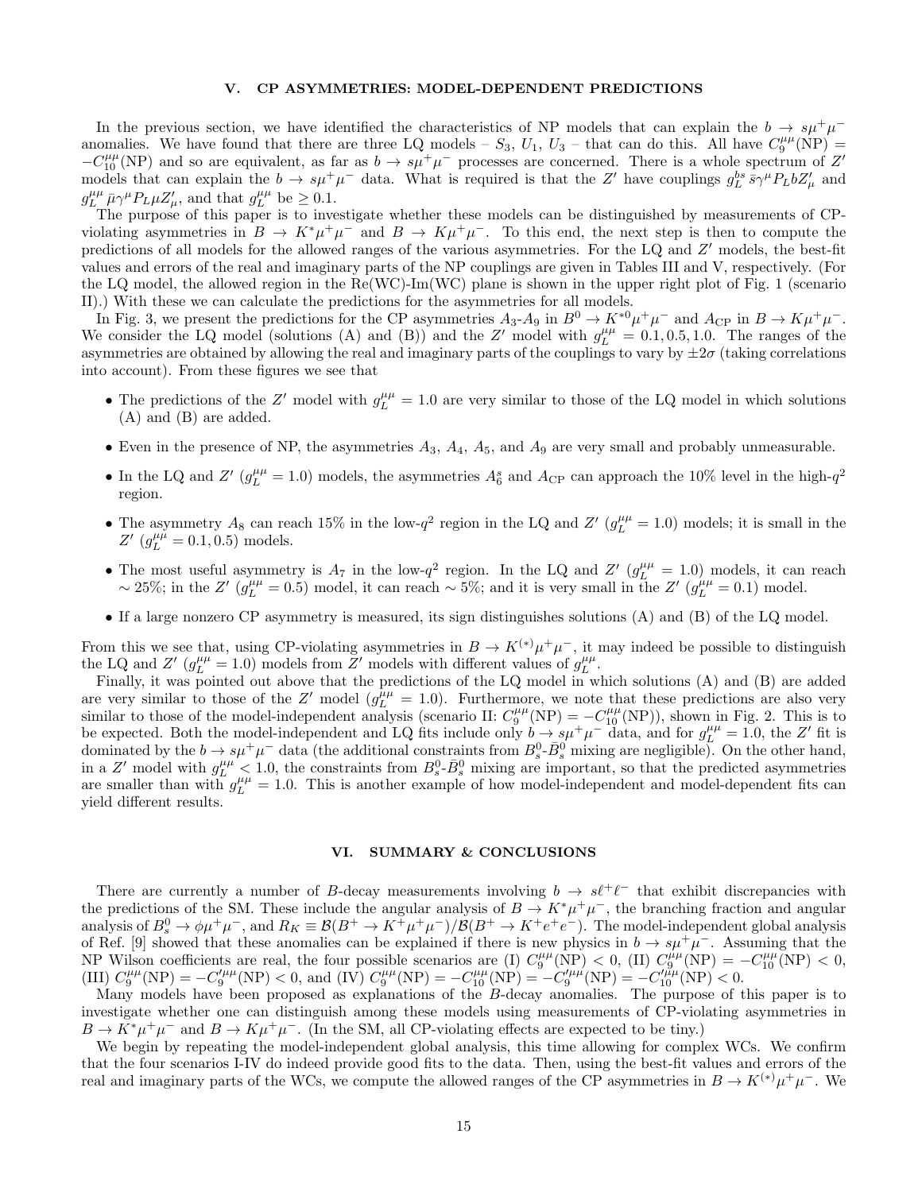## V. CP ASYMMETRIES: MODEL-DEPENDENT PREDICTIONS

In the previous section, we have identified the characteristics of NP models that can explain the $b \to s\mu^+\mu^-$ anomalies. We have found that there are three LQ models – $S_3$, $U_1$, $U_3$ – that can do this. All have $C_9^{\mu\mu}(\text{NP}) = -C_{10}^{\mu\mu}(\text{NP})$ and so are equivalent, as far as $b \to s\mu^+\mu^-$ processes are concerned. There is a whole spectrum of $Z'$ models that can explain the $b \to s\mu^+\mu^-$ data. What is required is that the $Z'$ have couplings $g_L^{bs}\, \bar{s}\gamma^\mu P_L b Z'_\mu$ and $g_L^{\mu\mu}\, \bar{\mu}\gamma^\mu P_L \mu Z'_\mu$, and that $g_L^{\mu\mu}$ be $\geq 0.1$.

The purpose of this paper is to investigate whether these models can be distinguished by measurements of CP-violating asymmetries in $B \to K^*\mu^+\mu^-$ and $B \to K\mu^+\mu^-$. To this end, the next step is then to compute the predictions of all models for the allowed ranges of the various asymmetries. For the LQ and $Z'$ models, the best-fit values and errors of the real and imaginary parts of the NP couplings are given in Tables III and V, respectively. (For the LQ model, the allowed region in the Re(WC)-Im(WC) plane is shown in the upper right plot of Fig. 1 (scenario II).) With these we can calculate the predictions for the asymmetries for all models.

In Fig. 3, we present the predictions for the CP asymmetries $A_3$-$A_9$ in $B^0 \to K^{*0}\mu^+\mu^-$ and $A_{\text{CP}}$ in $B \to K\mu^+\mu^-$. We consider the LQ model (solutions (A) and (B)) and the $Z'$ model with $g_L^{\mu\mu} = 0.1, 0.5, 1.0$. The ranges of the asymmetries are obtained by allowing the real and imaginary parts of the couplings to vary by $\pm 2\sigma$ (taking correlations into account). From these figures we see that

- The predictions of the $Z'$ model with $g_L^{\mu\mu} = 1.0$ are very similar to those of the LQ model in which solutions (A) and (B) are added.
- Even in the presence of NP, the asymmetries $A_3$, $A_4$, $A_5$, and $A_9$ are very small and probably unmeasurable.
- In the LQ and $Z'$ ($g_L^{\mu\mu} = 1.0$) models, the asymmetries $A_6^s$ and $A_{\text{CP}}$ can approach the 10% level in the high-$q^2$ region.
- The asymmetry $A_8$ can reach 15% in the low-$q^2$ region in the LQ and $Z'$ ($g_L^{\mu\mu} = 1.0$) models; it is small in the $Z'$ ($g_L^{\mu\mu} = 0.1, 0.5$) models.
- The most useful asymmetry is $A_7$ in the low-$q^2$ region. In the LQ and $Z'$ ($g_L^{\mu\mu} = 1.0$) models, it can reach $\sim 25\%$; in the $Z'$ ($g_L^{\mu\mu} = 0.5$) model, it can reach $\sim 5\%$; and it is very small in the $Z'$ ($g_L^{\mu\mu} = 0.1$) model.
- If a large nonzero CP asymmetry is measured, its sign distinguishes solutions (A) and (B) of the LQ model.

From this we see that, using CP-violating asymmetries in $B \to K^{(*)}\mu^+\mu^-$, it may indeed be possible to distinguish the LQ and $Z'$ ($g_L^{\mu\mu} = 1.0$) models from $Z'$ models with different values of $g_L^{\mu\mu}$.

Finally, it was pointed out above that the predictions of the LQ model in which solutions (A) and (B) are added are very similar to those of the $Z'$ model ($g_L^{\mu\mu} = 1.0$). Furthermore, we note that these predictions are also very similar to those of the model-independent analysis (scenario II: $C_9^{\mu\mu}(\text{NP}) = -C_{10}^{\mu\mu}(\text{NP})$), shown in Fig. 2. This is to be expected. Both the model-independent and LQ fits include only $b \to s\mu^+\mu^-$ data, and for $g_L^{\mu\mu} = 1.0$, the $Z'$ fit is dominated by the $b \to s\mu^+\mu^-$ data (the additional constraints from $B_s^0$-$\bar{B}_s^0$ mixing are negligible). On the other hand, in a $Z'$ model with $g_L^{\mu\mu} < 1.0$, the constraints from $B_s^0$-$\bar{B}_s^0$ mixing are important, so that the predicted asymmetries are smaller than with $g_L^{\mu\mu} = 1.0$. This is another example of how model-independent and model-dependent fits can yield different results.

## VI. SUMMARY & CONCLUSIONS

There are currently a number of $B$-decay measurements involving $b \to s\ell^+\ell^-$ that exhibit discrepancies with the predictions of the SM. These include the angular analysis of $B \to K^*\mu^+\mu^-$, the branching fraction and angular analysis of $B_s^0 \to \phi\mu^+\mu^-$, and $R_K \equiv \mathcal{B}(B^+ \to K^+\mu^+\mu^-)/\mathcal{B}(B^+ \to K^+e^+e^-)$. The model-independent global analysis of Ref. [9] showed that these anomalies can be explained if there is new physics in $b \to s\mu^+\mu^-$. Assuming that the NP Wilson coefficients are real, the four possible scenarios are (I) $C_9^{\mu\mu}(\text{NP}) < 0$, (II) $C_9^{\mu\mu}(\text{NP}) = -C_{10}^{\mu\mu}(\text{NP}) < 0$, (III) $C_9^{\mu\mu}(\text{NP}) = -C_9^{\prime\mu\mu}(\text{NP}) < 0$, and (IV) $C_9^{\mu\mu}(\text{NP}) = -C_{10}^{\mu\mu}(\text{NP}) = -C_9^{\prime\mu\mu}(\text{NP}) = -C_{10}^{\prime\mu\mu}(\text{NP}) < 0$.

Many models have been proposed as explanations of the $B$-decay anomalies. The purpose of this paper is to investigate whether one can distinguish among these models using measurements of CP-violating asymmetries in $B \to K^*\mu^+\mu^-$ and $B \to K\mu^+\mu^-$. (In the SM, all CP-violating effects are expected to be tiny.)

We begin by repeating the model-independent global analysis, this time allowing for complex WCs. We confirm that the four scenarios I-IV do indeed provide good fits to the data. Then, using the best-fit values and errors of the real and imaginary parts of the WCs, we compute the allowed ranges of the CP asymmetries in $B \to K^{(*)}\mu^+\mu^-$. We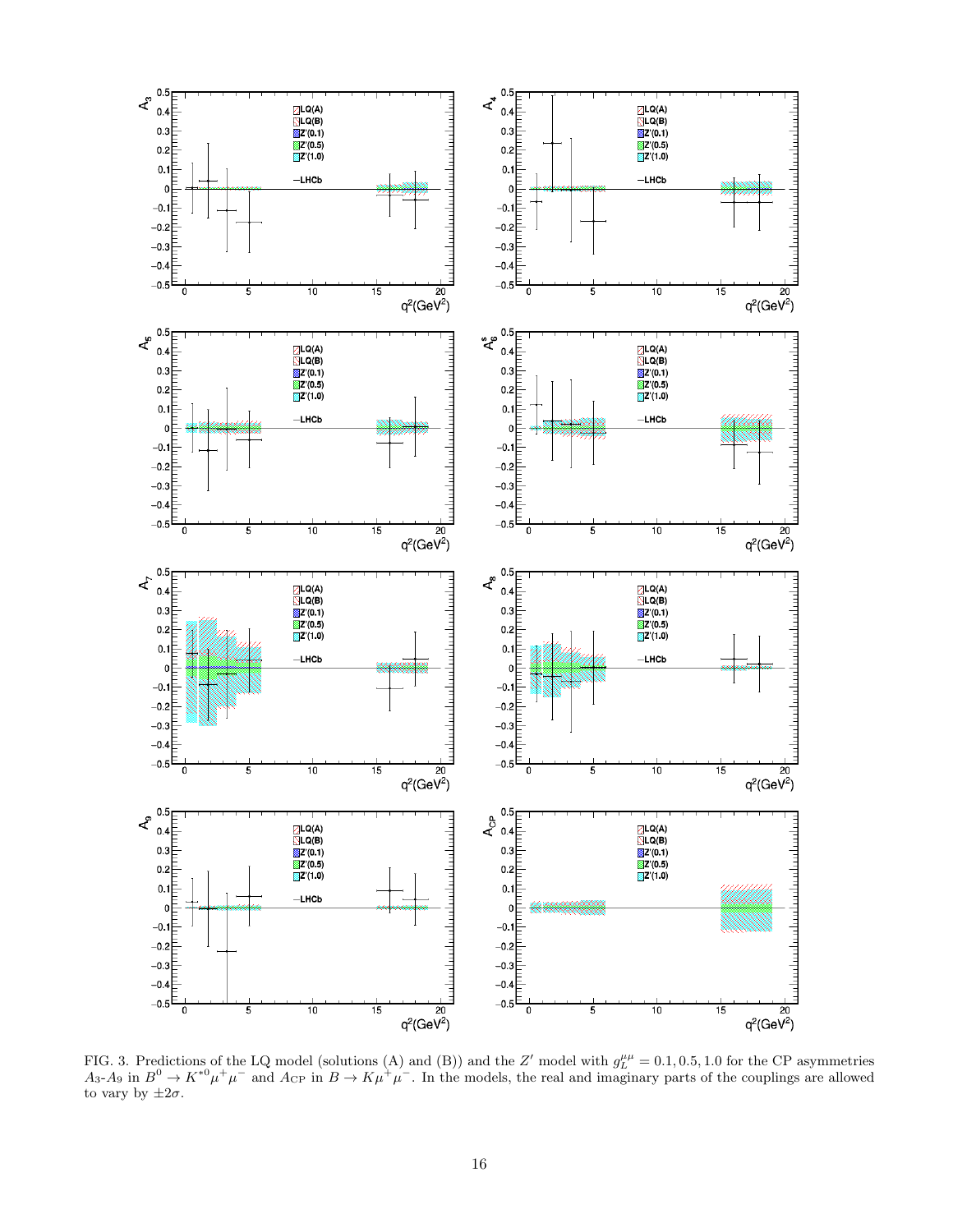FIG. 3. Predictions of the LQ model (solutions (A) and (B)) and the $Z'$ model with $g_L^{\mu\mu} = 0.1, 0.5, 1.0$ for the CP asymmetries $A_3$-$A_9$ in $B^0 \to K^{*0}\mu^+\mu^-$ and $A_{\rm CP}$ in $B \to K\mu^+\mu^-$. In the models, the real and imaginary parts of the couplings are allowed to vary by $\pm 2\sigma$.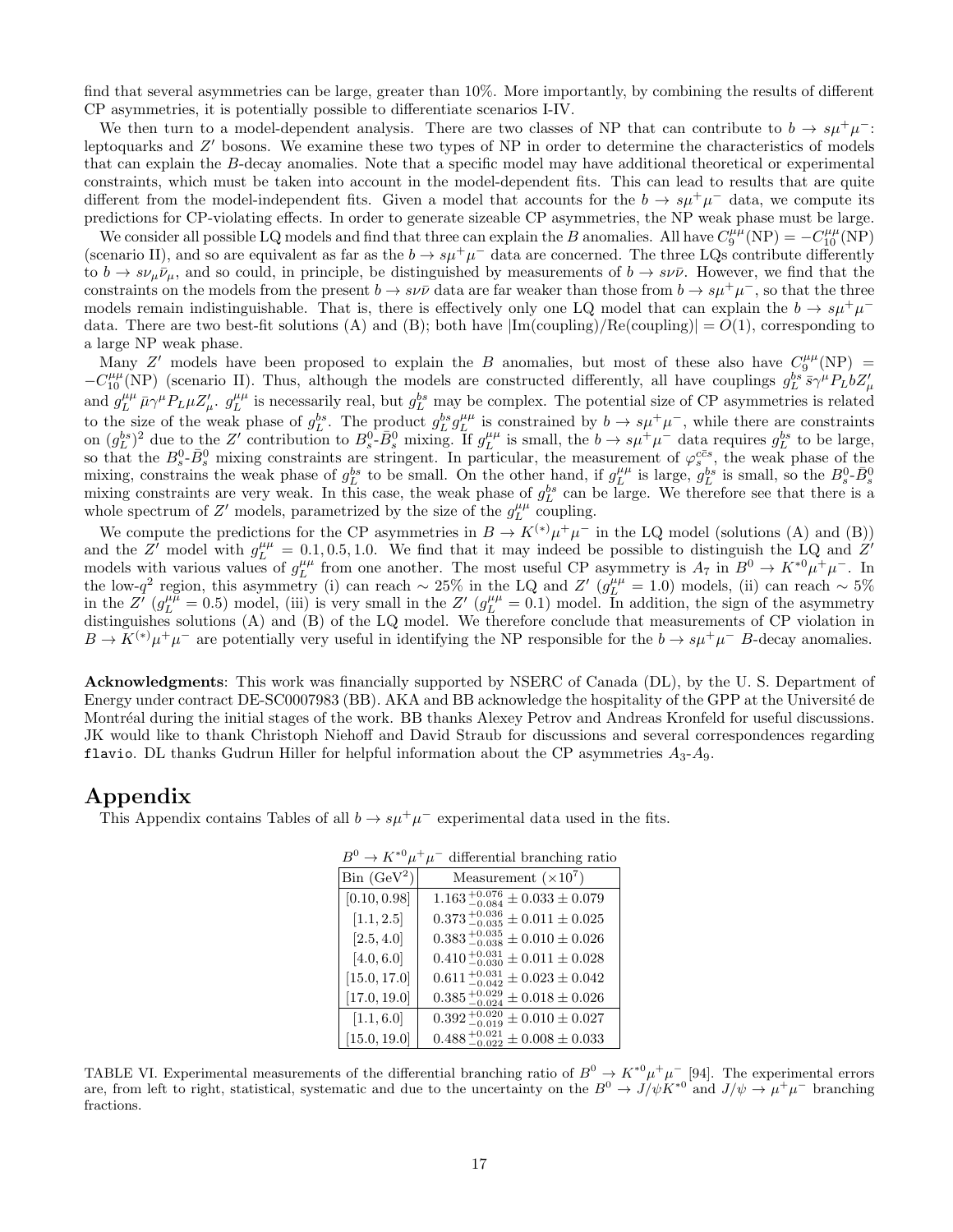find that several asymmetries can be large, greater than 10%. More importantly, by combining the results of different CP asymmetries, it is potentially possible to differentiate scenarios I-IV.

We then turn to a model-dependent analysis. There are two classes of NP that can contribute to $b \to s\mu^+\mu^-$: leptoquarks and $Z'$ bosons. We examine these two types of NP in order to determine the characteristics of models that can explain the $B$-decay anomalies. Note that a specific model may have additional theoretical or experimental constraints, which must be taken into account in the model-dependent fits. This can lead to results that are quite different from the model-independent fits. Given a model that accounts for the $b \to s\mu^+\mu^-$ data, we compute its predictions for CP-violating effects. In order to generate sizeable CP asymmetries, the NP weak phase must be large.

We consider all possible LQ models and find that three can explain the $B$ anomalies. All have $C_9^{\mu\mu}(\text{NP}) = -C_{10}^{\mu\mu}(\text{NP})$ (scenario II), and so are equivalent as far as the $b \to s\mu^+\mu^-$ data are concerned. The three LQs contribute differently to $b \to s\nu_\mu\bar{\nu}_\mu$, and so could, in principle, be distinguished by measurements of $b \to s\nu\bar{\nu}$. However, we find that the constraints on the models from the present $b \to s\nu\bar{\nu}$ data are far weaker than those from $b \to s\mu^+\mu^-$, so that the three models remain indistinguishable. That is, there is effectively only one LQ model that can explain the $b \to s\mu^+\mu^-$ data. There are two best-fit solutions (A) and (B); both have $|\text{Im(coupling)}/\text{Re(coupling)}| = O(1)$, corresponding to a large NP weak phase.

Many $Z'$ models have been proposed to explain the $B$ anomalies, but most of these also have $C_9^{\mu\mu}(\text{NP}) = -C_{10}^{\mu\mu}(\text{NP})$ (scenario II). Thus, although the models are constructed differently, all have couplings $g_L^{bs}\,\bar{s}\gamma^\mu P_L b Z'_\mu$ and $g_L^{\mu\mu}\,\bar{\mu}\gamma^\mu P_L \mu Z'_\mu$. $g_L^{\mu\mu}$ is necessarily real, but $g_L^{bs}$ may be complex. The potential size of CP asymmetries is related to the size of the weak phase of $g_L^{bs}$. The product $g_L^{bs} g_L^{\mu\mu}$ is constrained by $b \to s\mu^+\mu^-$, while there are constraints on $(g_L^{bs})^2$ due to the $Z'$ contribution to $B_s^0$-$\bar{B}_s^0$ mixing. If $g_L^{\mu\mu}$ is small, the $b \to s\mu^+\mu^-$ data requires $g_L^{bs}$ to be large, so that the $B_s^0$-$\bar{B}_s^0$ mixing constraints are stringent. In particular, the measurement of $\varphi_s^{c\bar{c}s}$, the weak phase of the mixing, constrains the weak phase of $g_L^{bs}$ to be small. On the other hand, if $g_L^{\mu\mu}$ is large, $g_L^{bs}$ is small, so the $B_s^0$-$\bar{B}_s^0$ mixing constraints are very weak. In this case, the weak phase of $g_L^{bs}$ can be large. We therefore see that there is a whole spectrum of $Z'$ models, parametrized by the size of the $g_L^{\mu\mu}$ coupling.

We compute the predictions for the CP asymmetries in $B \to K^{(*)}\mu^+\mu^-$ in the LQ model (solutions (A) and (B)) and the $Z'$ model with $g_L^{\mu\mu} = 0.1, 0.5, 1.0$. We find that it may indeed be possible to distinguish the LQ and $Z'$ models with various values of $g_L^{\mu\mu}$ from one another. The most useful CP asymmetry is $A_7$ in $B^0 \to K^{*0}\mu^+\mu^-$. In the low-$q^2$ region, this asymmetry (i) can reach $\sim 25\%$ in the LQ and $Z'$ ($g_L^{\mu\mu} = 1.0$) models, (ii) can reach $\sim 5\%$ in the $Z'$ ($g_L^{\mu\mu} = 0.5$) model, (iii) is very small in the $Z'$ ($g_L^{\mu\mu} = 0.1$) model. In addition, the sign of the asymmetry distinguishes solutions (A) and (B) of the LQ model. We therefore conclude that measurements of CP violation in $B \to K^{(*)}\mu^+\mu^-$ are potentially very useful in identifying the NP responsible for the $b \to s\mu^+\mu^-$ $B$-decay anomalies.

**Acknowledgments**: This work was financially supported by NSERC of Canada (DL), by the U. S. Department of Energy under contract DE-SC0007983 (BB). AKA and BB acknowledge the hospitality of the GPP at the Université de Montréal during the initial stages of the work. BB thanks Alexey Petrov and Andreas Kronfeld for useful discussions. JK would like to thank Christoph Niehoff and David Straub for discussions and several correspondences regarding `flavio`. DL thanks Gudrun Hiller for helpful information about the CP asymmetries $A_3$-$A_9$.

# Appendix

This Appendix contains Tables of all $b \to s\mu^+\mu^-$ experimental data used in the fits.

$B^0 \to K^{*0}\mu^+\mu^-$ differential branching ratio

| Bin (GeV$^2$) | Measurement ($\times 10^7$) |
|---|---|
| $[0.10, 0.98]$ | $1.163\,^{+0.076}_{-0.084} \pm 0.033 \pm 0.079$ |
| $[1.1, 2.5]$ | $0.373\,^{+0.036}_{-0.035} \pm 0.011 \pm 0.025$ |
| $[2.5, 4.0]$ | $0.383\,^{+0.035}_{-0.038} \pm 0.010 \pm 0.026$ |
| $[4.0, 6.0]$ | $0.410\,^{+0.031}_{-0.030} \pm 0.011 \pm 0.028$ |
| $[15.0, 17.0]$ | $0.611\,^{+0.031}_{-0.042} \pm 0.023 \pm 0.042$ |
| $[17.0, 19.0]$ | $0.385\,^{+0.029}_{-0.024} \pm 0.018 \pm 0.026$ |
| $[1.1, 6.0]$ | $0.392\,^{+0.020}_{-0.019} \pm 0.010 \pm 0.027$ |
| $[15.0, 19.0]$ | $0.488\,^{+0.021}_{-0.022} \pm 0.008 \pm 0.033$ |

TABLE VI. Experimental measurements of the differential branching ratio of $B^0 \to K^{*0}\mu^+\mu^-$ [94]. The experimental errors are, from left to right, statistical, systematic and due to the uncertainty on the $B^0 \to J/\psi K^{*0}$ and $J/\psi \to \mu^+\mu^-$ branching fractions.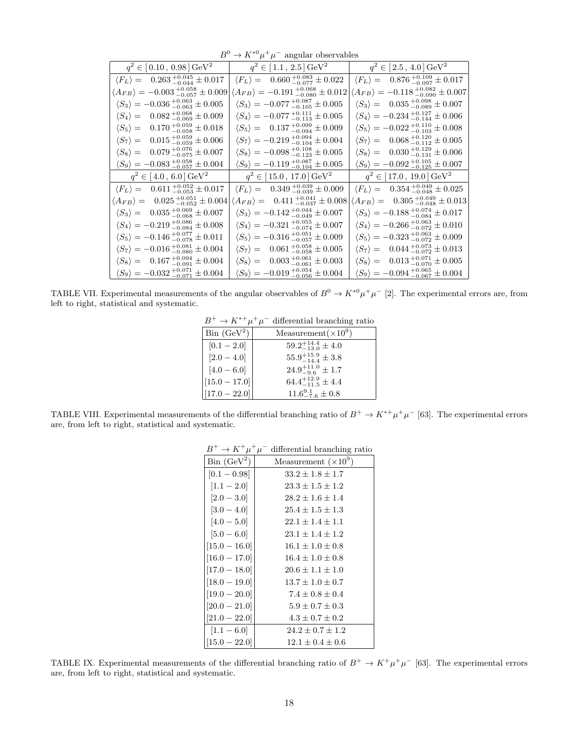| $B^0 \to K^{*0}\mu^+\mu^-$ angular observables | | |
|---|---|---|
| $q^2 \in [0.10\,,\,0.98]\,\mathrm{GeV}^2$ | $q^2 \in [1.1\,,\,2.5]\,\mathrm{GeV}^2$ | $q^2 \in [2.5\,,\,4.0]\,\mathrm{GeV}^2$ |
| $\langle F_L \rangle = \phantom{-}0.263\,^{+0.045}_{-0.044} \pm 0.017$ | $\langle F_L \rangle = \phantom{-}0.660\,^{+0.083}_{-0.077} \pm 0.022$ | $\langle F_L \rangle = \phantom{-}0.876\,^{+0.109}_{-0.097} \pm 0.017$ |
| $\langle A_{FB} \rangle = -0.003\,^{+0.058}_{-0.057} \pm 0.009$ | $\langle A_{FB} \rangle = -0.191\,^{+0.068}_{-0.080} \pm 0.012$ | $\langle A_{FB} \rangle = -0.118\,^{+0.082}_{-0.090} \pm 0.007$ |
| $\langle S_3 \rangle = -0.036\,^{+0.063}_{-0.063} \pm 0.005$ | $\langle S_3 \rangle = -0.077\,^{+0.087}_{-0.105} \pm 0.005$ | $\langle S_3 \rangle = \phantom{-}0.035\,^{+0.098}_{-0.089} \pm 0.007$ |
| $\langle S_4 \rangle = \phantom{-}0.082\,^{+0.068}_{-0.069} \pm 0.009$ | $\langle S_4 \rangle = -0.077\,^{+0.111}_{-0.113} \pm 0.005$ | $\langle S_4 \rangle = -0.234\,^{+0.127}_{-0.144} \pm 0.006$ |
| $\langle S_5 \rangle = \phantom{-}0.170\,^{+0.059}_{-0.058} \pm 0.018$ | $\langle S_5 \rangle = \phantom{-}0.137\,^{+0.099}_{-0.094} \pm 0.009$ | $\langle S_5 \rangle = -0.022\,^{+0.110}_{-0.103} \pm 0.008$ |
| $\langle S_7 \rangle = \phantom{-}0.015\,^{+0.059}_{-0.059} \pm 0.006$ | $\langle S_7 \rangle = -0.219\,^{+0.094}_{-0.104} \pm 0.004$ | $\langle S_7 \rangle = \phantom{-}0.068\,^{+0.120}_{-0.112} \pm 0.005$ |
| $\langle S_8 \rangle = \phantom{-}0.079\,^{+0.076}_{-0.075} \pm 0.007$ | $\langle S_8 \rangle = -0.098\,^{+0.108}_{-0.123} \pm 0.005$ | $\langle S_8 \rangle = \phantom{-}0.030\,^{+0.129}_{-0.131} \pm 0.006$ |
| $\langle S_9 \rangle = -0.083\,^{+0.058}_{-0.057} \pm 0.004$ | $\langle S_9 \rangle = -0.119\,^{+0.087}_{-0.104} \pm 0.005$ | $\langle S_9 \rangle = -0.092\,^{+0.105}_{-0.125} \pm 0.007$ |
| $q^2 \in [4.0\,,\,6.0]\,\mathrm{GeV}^2$ | $q^2 \in [15.0\,,\,17.0]\,\mathrm{GeV}^2$ | $q^2 \in [17.0\,,\,19.0]\,\mathrm{GeV}^2$ |
| $\langle F_L \rangle = \phantom{-}0.611\,^{+0.052}_{-0.053} \pm 0.017$ | $\langle F_L \rangle = \phantom{-}0.349\,^{+0.039}_{-0.039} \pm 0.009$ | $\langle F_L \rangle = \phantom{-}0.354\,^{+0.049}_{-0.048} \pm 0.025$ |
| $\langle A_{FB} \rangle = \phantom{-}0.025\,^{+0.051}_{-0.052} \pm 0.004$ | $\langle A_{FB} \rangle = \phantom{-}0.411\,^{+0.041}_{-0.037} \pm 0.008$ | $\langle A_{FB} \rangle = \phantom{-}0.305\,^{+0.049}_{-0.048} \pm 0.013$ |
| $\langle S_3 \rangle = \phantom{-}0.035\,^{+0.069}_{-0.068} \pm 0.007$ | $\langle S_3 \rangle = -0.142\,^{+0.044}_{-0.049} \pm 0.007$ | $\langle S_3 \rangle = -0.188\,^{+0.074}_{-0.084} \pm 0.017$ |
| $\langle S_4 \rangle = -0.219\,^{+0.086}_{-0.084} \pm 0.008$ | $\langle S_4 \rangle = -0.321\,^{+0.055}_{-0.074} \pm 0.007$ | $\langle S_4 \rangle = -0.266\,^{+0.063}_{-0.072} \pm 0.010$ |
| $\langle S_5 \rangle = -0.146\,^{+0.077}_{-0.078} \pm 0.011$ | $\langle S_5 \rangle = -0.316\,^{+0.051}_{-0.057} \pm 0.009$ | $\langle S_5 \rangle = -0.323\,^{+0.063}_{-0.072} \pm 0.009$ |
| $\langle S_7 \rangle = -0.016\,^{+0.081}_{-0.080} \pm 0.004$ | $\langle S_7 \rangle = \phantom{-}0.061\,^{+0.058}_{-0.058} \pm 0.005$ | $\langle S_7 \rangle = \phantom{-}0.044\,^{+0.073}_{-0.072} \pm 0.013$ |
| $\langle S_8 \rangle = \phantom{-}0.167\,^{+0.094}_{-0.091} \pm 0.004$ | $\langle S_8 \rangle = \phantom{-}0.003\,^{+0.061}_{-0.061} \pm 0.003$ | $\langle S_8 \rangle = \phantom{-}0.013\,^{+0.071}_{-0.070} \pm 0.005$ |
| $\langle S_9 \rangle = -0.032\,^{+0.071}_{-0.071} \pm 0.004$ | $\langle S_9 \rangle = -0.019\,^{+0.054}_{-0.056} \pm 0.004$ | $\langle S_9 \rangle = -0.094\,^{+0.065}_{-0.067} \pm 0.004$ |

TABLE VII. Experimental measurements of the angular observables of $B^0 \to K^{*0}\mu^+\mu^-$ [2]. The experimental errors are, from left to right, statistical and systematic.

| $B^+ \to K^{*+}\mu^+\mu^-$ differential branching ratio | |
|---|---|
| Bin ($\mathrm{GeV}^2$) | Measurement($\times 10^9$) |
| $[0.1 - 2.0]$ | $59.2^{+14.4}_{-13.0} \pm 4.0$ |
| $[2.0 - 4.0]$ | $55.9^{+15.9}_{-14.4} \pm 3.8$ |
| $[4.0 - 6.0]$ | $24.9^{+11.0}_{-9.6} \pm 1.7$ |
| $[15.0 - 17.0]$ | $64.4^{+12.9}_{-11.5} \pm 4.4$ |
| $[17.0 - 22.0]$ | $11.6^{9.1}_{-7.6} \pm 0.8$ |

TABLE VIII. Experimental measurements of the differential branching ratio of $B^+ \to K^{*+}\mu^+\mu^-$ [63]. The experimental errors are, from left to right, statistical and systematic.

| $B^+ \to K^+\mu^+\mu^-$ differential branching ratio | |
|---|---|
| Bin ($\mathrm{GeV}^2$) | Measurement ($\times 10^9$) |
| $[0.1 - 0.98]$ | $33.2 \pm 1.8 \pm 1.7$ |
| $[1.1 - 2.0]$ | $23.3 \pm 1.5 \pm 1.2$ |
| $[2.0 - 3.0]$ | $28.2 \pm 1.6 \pm 1.4$ |
| $[3.0 - 4.0]$ | $25.4 \pm 1.5 \pm 1.3$ |
| $[4.0 - 5.0]$ | $22.1 \pm 1.4 \pm 1.1$ |
| $[5.0 - 6.0]$ | $23.1 \pm 1.4 \pm 1.2$ |
| $[15.0 - 16.0]$ | $16.1 \pm 1.0 \pm 0.8$ |
| $[16.0 - 17.0]$ | $16.4 \pm 1.0 \pm 0.8$ |
| $[17.0 - 18.0]$ | $20.6 \pm 1.1 \pm 1.0$ |
| $[18.0 - 19.0]$ | $13.7 \pm 1.0 \pm 0.7$ |
| $[19.0 - 20.0]$ | $7.4 \pm 0.8 \pm 0.4$ |
| $[20.0 - 21.0]$ | $5.9 \pm 0.7 \pm 0.3$ |
| $[21.0 - 22.0]$ | $4.3 \pm 0.7 \pm 0.2$ |
| $[1.1 - 6.0]$ | $24.2 \pm 0.7 \pm 1.2$ |
| $[15.0 - 22.0]$ | $12.1 \pm 0.4 \pm 0.6$ |

TABLE IX. Experimental measurements of the differential branching ratio of $B^+ \to K^+\mu^+\mu^-$ [63]. The experimental errors are, from left to right, statistical and systematic.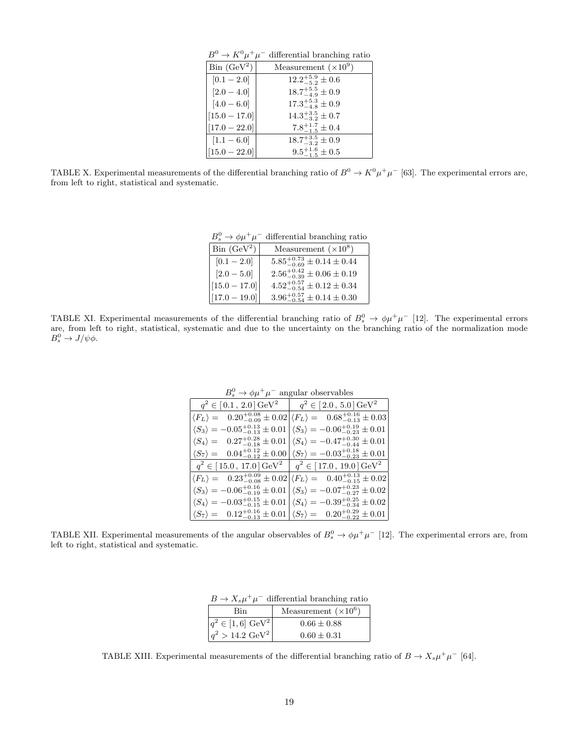| $B^0 \to K^0\mu^+\mu^-$ differential branching ratio | |
|---|---|
| Bin (GeV$^2$) | Measurement ($\times 10^9$) |
| $[0.1 - 2.0]$ | $12.2^{+5.9}_{-5.2} \pm 0.6$ |
| $[2.0 - 4.0]$ | $18.7^{+5.5}_{-4.9} \pm 0.9$ |
| $[4.0 - 6.0]$ | $17.3^{+5.3}_{-4.8} \pm 0.9$ |
| $[15.0 - 17.0]$ | $14.3^{+3.5}_{-3.2} \pm 0.7$ |
| $[17.0 - 22.0]$ | $7.8^{+1.7}_{-1.5} \pm 0.4$ |
| $[1.1 - 6.0]$ | $18.7^{+3.5}_{-3.2} \pm 0.9$ |
| $[15.0 - 22.0]$ | $9.5^{+1.6}_{-1.5} \pm 0.5$ |

TABLE X. Experimental measurements of the differential branching ratio of $B^0 \to K^0\mu^+\mu^-$ [63]. The experimental errors are, from left to right, statistical and systematic.

| $B_s^0 \to \phi\mu^+\mu^-$ differential branching ratio | |
|---|---|
| Bin (GeV$^2$) | Measurement ($\times 10^8$) |
| $[0.1 - 2.0]$ | $5.85^{+0.73}_{-0.69} \pm 0.14 \pm 0.44$ |
| $[2.0 - 5.0]$ | $2.56^{+0.42}_{-0.39} \pm 0.06 \pm 0.19$ |
| $[15.0 - 17.0]$ | $4.52^{+0.57}_{-0.54} \pm 0.12 \pm 0.34$ |
| $[17.0 - 19.0]$ | $3.96^{+0.57}_{-0.54} \pm 0.14 \pm 0.30$ |

TABLE XI. Experimental measurements of the differential branching ratio of $B_s^0 \to \phi\mu^+\mu^-$ [12]. The experimental errors are, from left to right, statistical, systematic and due to the uncertainty on the branching ratio of the normalization mode $B_s^0 \to J/\psi\phi$.

| $B_s^0 \to \phi\mu^+\mu^-$ angular observables | |
|---|---|
| $q^2 \in [0.1\,,\,2.0]\,\mathrm{GeV}^2$ | $q^2 \in [2.0\,,\,5.0]\,\mathrm{GeV}^2$ |
| $\langle F_L \rangle = \;\; 0.20^{+0.08}_{-0.09} \pm 0.02$ | $\langle F_L \rangle = \;\; 0.68^{+0.16}_{-0.13} \pm 0.03$ |
| $\langle S_3 \rangle = -0.05^{+0.13}_{-0.13} \pm 0.01$ | $\langle S_3 \rangle = -0.06^{+0.19}_{-0.23} \pm 0.01$ |
| $\langle S_4 \rangle = \;\; 0.27^{+0.28}_{-0.18} \pm 0.01$ | $\langle S_4 \rangle = -0.47^{+0.30}_{-0.44} \pm 0.01$ |
| $\langle S_7 \rangle = \;\; 0.04^{+0.12}_{-0.12} \pm 0.00$ | $\langle S_7 \rangle = -0.03^{+0.18}_{-0.23} \pm 0.01$ |
| $q^2 \in [15.0\,,\,17.0]\,\mathrm{GeV}^2$ | $q^2 \in [17.0\,,\,19.0]\,\mathrm{GeV}^2$ |
| $\langle F_L \rangle = \;\; 0.23^{+0.09}_{-0.08} \pm 0.02$ | $\langle F_L \rangle = \;\; 0.40^{+0.13}_{-0.15} \pm 0.02$ |
| $\langle S_3 \rangle = -0.06^{+0.16}_{-0.19} \pm 0.01$ | $\langle S_3 \rangle = -0.07^{+0.23}_{-0.27} \pm 0.02$ |
| $\langle S_4 \rangle = -0.03^{+0.15}_{-0.15} \pm 0.01$ | $\langle S_4 \rangle = -0.39^{+0.25}_{-0.34} \pm 0.02$ |
| $\langle S_7 \rangle = \;\; 0.12^{+0.16}_{-0.13} \pm 0.01$ | $\langle S_7 \rangle = \;\; 0.20^{+0.29}_{-0.22} \pm 0.01$ |

TABLE XII. Experimental measurements of the angular observables of $B_s^0 \to \phi\mu^+\mu^-$ [12]. The experimental errors are, from left to right, statistical and systematic.

| $B \to X_s\mu^+\mu^-$ differential branching ratio | |
|---|---|
| Bin | Measurement ($\times 10^6$) |
| $q^2 \in [1, 6]$ GeV$^2$ | $0.66 \pm 0.88$ |
| $q^2 > 14.2$ GeV$^2$ | $0.60 \pm 0.31$ |

TABLE XIII. Experimental measurements of the differential branching ratio of $B \to X_s\mu^+\mu^-$ [64].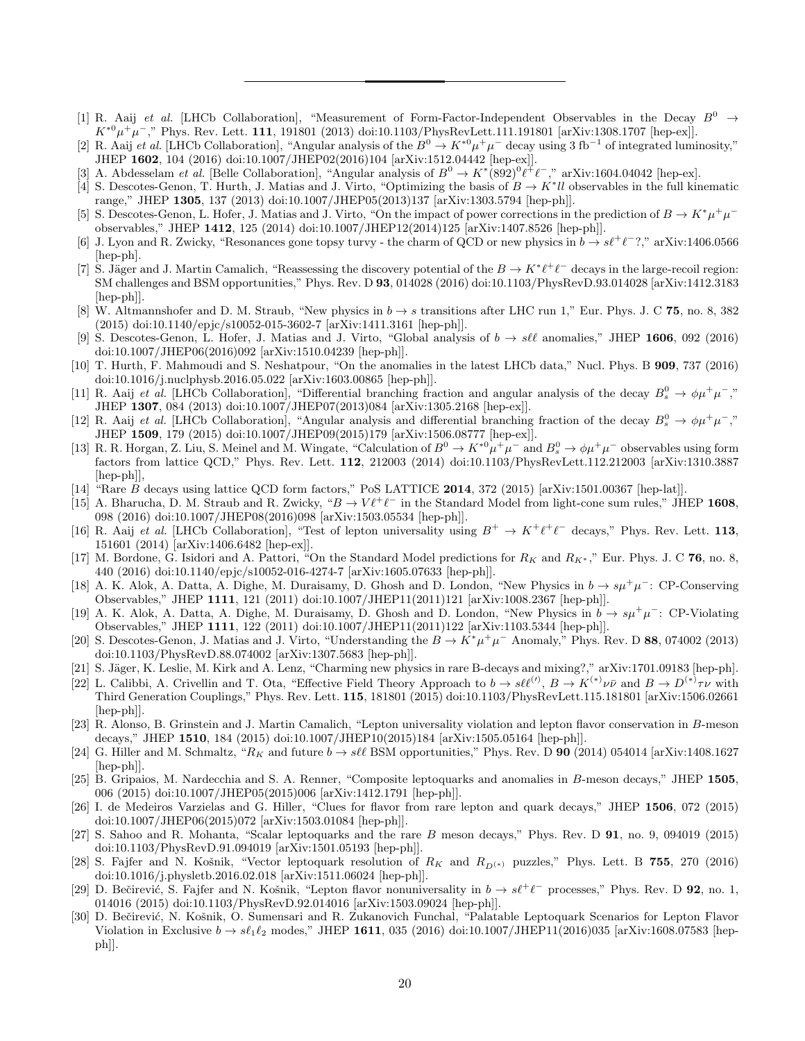[1] R. Aaij *et al.* [LHCb Collaboration], "Measurement of Form-Factor-Independent Observables in the Decay $B^0 \to K^{*0}\mu^+\mu^-$," Phys. Rev. Lett. **111**, 191801 (2013) doi:10.1103/PhysRevLett.111.191801 [arXiv:1308.1707 [hep-ex]].

[2] R. Aaij *et al.* [LHCb Collaboration], "Angular analysis of the $B^0 \to K^{*0}\mu^+\mu^-$ decay using 3 fb$^{-1}$ of integrated luminosity," JHEP **1602**, 104 (2016) doi:10.1007/JHEP02(2016)104 [arXiv:1512.04442 [hep-ex]].

[3] A. Abdesselam *et al.* [Belle Collaboration], "Angular analysis of $B^0 \to K^*(892)^0\ell^+\ell^-$," arXiv:1604.04042 [hep-ex].

[4] S. Descotes-Genon, T. Hurth, J. Matias and J. Virto, "Optimizing the basis of $B \to K^*ll$ observables in the full kinematic range," JHEP **1305**, 137 (2013) doi:10.1007/JHEP05(2013)137 [arXiv:1303.5794 [hep-ph]].

[5] S. Descotes-Genon, L. Hofer, J. Matias and J. Virto, "On the impact of power corrections in the prediction of $B \to K^*\mu^+\mu^-$ observables," JHEP **1412**, 125 (2014) doi:10.1007/JHEP12(2014)125 [arXiv:1407.8526 [hep-ph]].

[6] J. Lyon and R. Zwicky, "Resonances gone topsy turvy - the charm of QCD or new physics in $b \to s\ell^+\ell^-$?," arXiv:1406.0566 [hep-ph].

[7] S. Jäger and J. Martin Camalich, "Reassessing the discovery potential of the $B \to K^*\ell^+\ell^-$ decays in the large-recoil region: SM challenges and BSM opportunities," Phys. Rev. D **93**, 014028 (2016) doi:10.1103/PhysRevD.93.014028 [arXiv:1412.3183 [hep-ph]].

[8] W. Altmannshofer and D. M. Straub, "New physics in $b \to s$ transitions after LHC run 1," Eur. Phys. J. C **75**, no. 8, 382 (2015) doi:10.1140/epjc/s10052-015-3602-7 [arXiv:1411.3161 [hep-ph]].

[9] S. Descotes-Genon, L. Hofer, J. Matias and J. Virto, "Global analysis of $b \to s\ell\ell$ anomalies," JHEP **1606**, 092 (2016) doi:10.1007/JHEP06(2016)092 [arXiv:1510.04239 [hep-ph]].

[10] T. Hurth, F. Mahmoudi and S. Neshatpour, "On the anomalies in the latest LHCb data," Nucl. Phys. B **909**, 737 (2016) doi:10.1016/j.nuclphysb.2016.05.022 [arXiv:1603.00865 [hep-ph]].

[11] R. Aaij *et al.* [LHCb Collaboration], "Differential branching fraction and angular analysis of the decay $B_s^0 \to \phi\mu^+\mu^-$," JHEP **1307**, 084 (2013) doi:10.1007/JHEP07(2013)084 [arXiv:1305.2168 [hep-ex]].

[12] R. Aaij *et al.* [LHCb Collaboration], "Angular analysis and differential branching fraction of the decay $B_s^0 \to \phi\mu^+\mu^-$," JHEP **1509**, 179 (2015) doi:10.1007/JHEP09(2015)179 [arXiv:1506.08777 [hep-ex]].

[13] R. R. Horgan, Z. Liu, S. Meinel and M. Wingate, "Calculation of $B^0 \to K^{*0}\mu^+\mu^-$ and $B_s^0 \to \phi\mu^+\mu^-$ observables using form factors from lattice QCD," Phys. Rev. Lett. **112**, 212003 (2014) doi:10.1103/PhysRevLett.112.212003 [arXiv:1310.3887 [hep-ph]],

[14] "Rare $B$ decays using lattice QCD form factors," PoS LATTICE **2014**, 372 (2015) [arXiv:1501.00367 [hep-lat]].

[15] A. Bharucha, D. M. Straub and R. Zwicky, "$B \to V\ell^+\ell^-$ in the Standard Model from light-cone sum rules," JHEP **1608**, 098 (2016) doi:10.1007/JHEP08(2016)098 [arXiv:1503.05534 [hep-ph]].

[16] R. Aaij *et al.* [LHCb Collaboration], "Test of lepton universality using $B^+ \to K^+\ell^+\ell^-$ decays," Phys. Rev. Lett. **113**, 151601 (2014) [arXiv:1406.6482 [hep-ex]].

[17] M. Bordone, G. Isidori and A. Pattori, "On the Standard Model predictions for $R_K$ and $R_{K^*}$," Eur. Phys. J. C **76**, no. 8, 440 (2016) doi:10.1140/epjc/s10052-016-4274-7 [arXiv:1605.07633 [hep-ph]].

[18] A. K. Alok, A. Datta, A. Dighe, M. Duraisamy, D. Ghosh and D. London, "New Physics in $b \to s\mu^+\mu^-$: CP-Conserving Observables," JHEP **1111**, 121 (2011) doi:10.1007/JHEP11(2011)121 [arXiv:1008.2367 [hep-ph]].

[19] A. K. Alok, A. Datta, A. Dighe, M. Duraisamy, D. Ghosh and D. London, "New Physics in $b \to s\mu^+\mu^-$: CP-Violating Observables," JHEP **1111**, 122 (2011) doi:10.1007/JHEP11(2011)122 [arXiv:1103.5344 [hep-ph]].

[20] S. Descotes-Genon, J. Matias and J. Virto, "Understanding the $B \to K^*\mu^+\mu^-$ Anomaly," Phys. Rev. D **88**, 074002 (2013) doi:10.1103/PhysRevD.88.074002 [arXiv:1307.5683 [hep-ph]].

[21] S. Jäger, K. Leslie, M. Kirk and A. Lenz, "Charming new physics in rare B-decays and mixing?," arXiv:1701.09183 [hep-ph].

[22] L. Calibbi, A. Crivellin and T. Ota, "Effective Field Theory Approach to $b \to s\ell\ell^{(\prime)}$, $B \to K^{(*)}\nu\bar{\nu}$ and $B \to D^{(*)}\tau\nu$ with Third Generation Couplings," Phys. Rev. Lett. **115**, 181801 (2015) doi:10.1103/PhysRevLett.115.181801 [arXiv:1506.02661 [hep-ph]].

[23] R. Alonso, B. Grinstein and J. Martin Camalich, "Lepton universality violation and lepton flavor conservation in $B$-meson decays," JHEP **1510**, 184 (2015) doi:10.1007/JHEP10(2015)184 [arXiv:1505.05164 [hep-ph]].

[24] G. Hiller and M. Schmaltz, "$R_K$ and future $b \to s\ell\ell$ BSM opportunities," Phys. Rev. D **90** (2014) 054014 [arXiv:1408.1627 [hep-ph]].

[25] B. Gripaios, M. Nardecchia and S. A. Renner, "Composite leptoquarks and anomalies in $B$-meson decays," JHEP **1505**, 006 (2015) doi:10.1007/JHEP05(2015)006 [arXiv:1412.1791 [hep-ph]].

[26] I. de Medeiros Varzielas and G. Hiller, "Clues for flavor from rare lepton and quark decays," JHEP **1506**, 072 (2015) doi:10.1007/JHEP06(2015)072 [arXiv:1503.01084 [hep-ph]].

[27] S. Sahoo and R. Mohanta, "Scalar leptoquarks and the rare $B$ meson decays," Phys. Rev. D **91**, no. 9, 094019 (2015) doi:10.1103/PhysRevD.91.094019 [arXiv:1501.05193 [hep-ph]].

[28] S. Fajfer and N. Košnik, "Vector leptoquark resolution of $R_K$ and $R_{D^{(*)}}$ puzzles," Phys. Lett. B **755**, 270 (2016) doi:10.1016/j.physletb.2016.02.018 [arXiv:1511.06024 [hep-ph]].

[29] D. Bečirević, S. Fajfer and N. Košnik, "Lepton flavor nonuniversality in $b \to s\ell^+\ell^-$ processes," Phys. Rev. D **92**, no. 1, 014016 (2015) doi:10.1103/PhysRevD.92.014016 [arXiv:1503.09024 [hep-ph]].

[30] D. Bečirević, N. Košnik, O. Sumensari and R. Zukanovich Funchal, "Palatable Leptoquark Scenarios for Lepton Flavor Violation in Exclusive $b \to s\ell_1\ell_2$ modes," JHEP **1611**, 035 (2016) doi:10.1007/JHEP11(2016)035 [arXiv:1608.07583 [hep-ph]].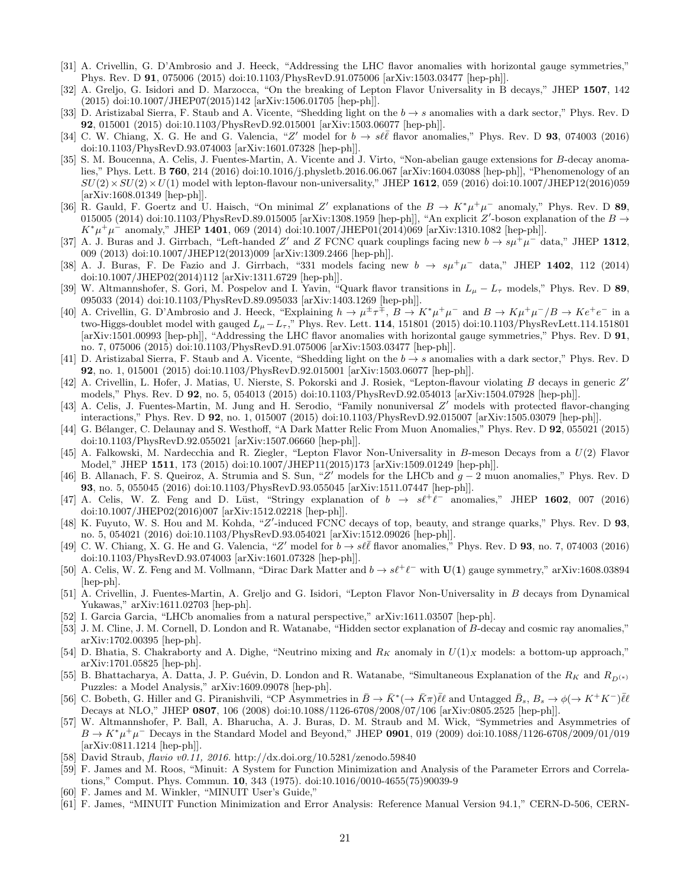[31] A. Crivellin, G. D'Ambrosio and J. Heeck, "Addressing the LHC flavor anomalies with horizontal gauge symmetries," Phys. Rev. D **91**, 075006 (2015) doi:10.1103/PhysRevD.91.075006 [arXiv:1503.03477 [hep-ph]].

[32] A. Greljo, G. Isidori and D. Marzocca, "On the breaking of Lepton Flavor Universality in B decays," JHEP **1507**, 142 (2015) doi:10.1007/JHEP07(2015)142 [arXiv:1506.01705 [hep-ph]].

[33] D. Aristizabal Sierra, F. Staub and A. Vicente, "Shedding light on the $b \to s$ anomalies with a dark sector," Phys. Rev. D **92**, 015001 (2015) doi:10.1103/PhysRevD.92.015001 [arXiv:1503.06077 [hep-ph]].

[34] C. W. Chiang, X. G. He and G. Valencia, "$Z'$ model for $b \to s\ell\bar{\ell}$ flavor anomalies," Phys. Rev. D **93**, 074003 (2016) doi:10.1103/PhysRevD.93.074003 [arXiv:1601.07328 [hep-ph]].

[35] S. M. Boucenna, A. Celis, J. Fuentes-Martin, A. Vicente and J. Virto, "Non-abelian gauge extensions for $B$-decay anomalies," Phys. Lett. B **760**, 214 (2016) doi:10.1016/j.physletb.2016.06.067 [arXiv:1604.03088 [hep-ph]], "Phenomenology of an $SU(2) \times SU(2) \times U(1)$ model with lepton-flavour non-universality," JHEP **1612**, 059 (2016) doi:10.1007/JHEP12(2016)059 [arXiv:1608.01349 [hep-ph]].

[36] R. Gauld, F. Goertz and U. Haisch, "On minimal $Z'$ explanations of the $B \to K^*\mu^+\mu^-$ anomaly," Phys. Rev. D **89**, 015005 (2014) doi:10.1103/PhysRevD.89.015005 [arXiv:1308.1959 [hep-ph]], "An explicit $Z'$-boson explanation of the $B \to K^*\mu^+\mu^-$ anomaly," JHEP **1401**, 069 (2014) doi:10.1007/JHEP01(2014)069 [arXiv:1310.1082 [hep-ph]].

[37] A. J. Buras and J. Girrbach, "Left-handed $Z'$ and $Z$ FCNC quark couplings facing new $b \to s\mu^+\mu^-$ data," JHEP **1312**, 009 (2013) doi:10.1007/JHEP12(2013)009 [arXiv:1309.2466 [hep-ph]].

[38] A. J. Buras, F. De Fazio and J. Girrbach, "331 models facing new $b \to s\mu^+\mu^-$ data," JHEP **1402**, 112 (2014) doi:10.1007/JHEP02(2014)112 [arXiv:1311.6729 [hep-ph]].

[39] W. Altmannshofer, S. Gori, M. Pospelov and I. Yavin, "Quark flavor transitions in $L_\mu - L_\tau$ models," Phys. Rev. D **89**, 095033 (2014) doi:10.1103/PhysRevD.89.095033 [arXiv:1403.1269 [hep-ph]].

[40] A. Crivellin, G. D'Ambrosio and J. Heeck, "Explaining $h \to \mu^\pm\tau^\mp$, $B \to K^*\mu^+\mu^-$ and $B \to K\mu^+\mu^-/B \to Ke^+e^-$ in a two-Higgs-doublet model with gauged $L_\mu - L_\tau$," Phys. Rev. Lett. **114**, 151801 (2015) doi:10.1103/PhysRevLett.114.151801 [arXiv:1501.00993 [hep-ph]], "Addressing the LHC flavor anomalies with horizontal gauge symmetries," Phys. Rev. D **91**, no. 7, 075006 (2015) doi:10.1103/PhysRevD.91.075006 [arXiv:1503.03477 [hep-ph]].

[41] D. Aristizabal Sierra, F. Staub and A. Vicente, "Shedding light on the $b \to s$ anomalies with a dark sector," Phys. Rev. D **92**, no. 1, 015001 (2015) doi:10.1103/PhysRevD.92.015001 [arXiv:1503.06077 [hep-ph]].

[42] A. Crivellin, L. Hofer, J. Matias, U. Nierste, S. Pokorski and J. Rosiek, "Lepton-flavour violating $B$ decays in generic $Z'$ models," Phys. Rev. D **92**, no. 5, 054013 (2015) doi:10.1103/PhysRevD.92.054013 [arXiv:1504.07928 [hep-ph]].

[43] A. Celis, J. Fuentes-Martin, M. Jung and H. Serodio, "Family nonuniversal $Z'$ models with protected flavor-changing interactions," Phys. Rev. D **92**, no. 1, 015007 (2015) doi:10.1103/PhysRevD.92.015007 [arXiv:1505.03079 [hep-ph]].

[44] G. Bélanger, C. Delaunay and S. Westhoff, "A Dark Matter Relic From Muon Anomalies," Phys. Rev. D **92**, 055021 (2015) doi:10.1103/PhysRevD.92.055021 [arXiv:1507.06660 [hep-ph]].

[45] A. Falkowski, M. Nardecchia and R. Ziegler, "Lepton Flavor Non-Universality in $B$-meson Decays from a $U(2)$ Flavor Model," JHEP **1511**, 173 (2015) doi:10.1007/JHEP11(2015)173 [arXiv:1509.01249 [hep-ph]].

[46] B. Allanach, F. S. Queiroz, A. Strumia and S. Sun, "$Z'$ models for the LHCb and $g-2$ muon anomalies," Phys. Rev. D **93**, no. 5, 055045 (2016) doi:10.1103/PhysRevD.93.055045 [arXiv:1511.07447 [hep-ph]].

[47] A. Celis, W. Z. Feng and D. Lüst, "Stringy explanation of $b \to s\ell^+\ell^-$ anomalies," JHEP **1602**, 007 (2016) doi:10.1007/JHEP02(2016)007 [arXiv:1512.02218 [hep-ph]].

[48] K. Fuyuto, W. S. Hou and M. Kohda, "$Z'$-induced FCNC decays of top, beauty, and strange quarks," Phys. Rev. D **93**, no. 5, 054021 (2016) doi:10.1103/PhysRevD.93.054021 [arXiv:1512.09026 [hep-ph]].

[49] C. W. Chiang, X. G. He and G. Valencia, "$Z'$ model for $b \to s\ell\bar{\ell}$ flavor anomalies," Phys. Rev. D **93**, no. 7, 074003 (2016) doi:10.1103/PhysRevD.93.074003 [arXiv:1601.07328 [hep-ph]].

[50] A. Celis, W. Z. Feng and M. Vollmann, "Dirac Dark Matter and $b \to s\ell^+\ell^-$ with $\mathbf{U(1)}$ gauge symmetry," arXiv:1608.03894 [hep-ph].

[51] A. Crivellin, J. Fuentes-Martin, A. Greljo and G. Isidori, "Lepton Flavor Non-Universality in B decays from Dynamical Yukawas," arXiv:1611.02703 [hep-ph].

[52] I. Garcia Garcia, "LHCb anomalies from a natural perspective," arXiv:1611.03507 [hep-ph].

[53] J. M. Cline, J. M. Cornell, D. London and R. Watanabe, "Hidden sector explanation of $B$-decay and cosmic ray anomalies," arXiv:1702.00395 [hep-ph].

[54] D. Bhatia, S. Chakraborty and A. Dighe, "Neutrino mixing and $R_K$ anomaly in $U(1)_X$ models: a bottom-up approach," arXiv:1701.05825 [hep-ph].

[55] B. Bhattacharya, A. Datta, J. P. Guévin, D. London and R. Watanabe, "Simultaneous Explanation of the $R_K$ and $R_{D^{(*)}}$ Puzzles: a Model Analysis," arXiv:1609.09078 [hep-ph].

[56] C. Bobeth, G. Hiller and G. Piranishvili, "CP Asymmetries in $\bar{B} \to \bar{K}^*(\to \bar{K}\pi)\bar{\ell}\ell$ and Untagged $\bar{B}_s$, $B_s \to \phi(\to K^+K^-)\bar{\ell}\ell$ Decays at NLO," JHEP **0807**, 106 (2008) doi:10.1088/1126-6708/2008/07/106 [arXiv:0805.2525 [hep-ph]].

[57] W. Altmannshofer, P. Ball, A. Bharucha, A. J. Buras, D. M. Straub and M. Wick, "Symmetries and Asymmetries of $B \to K^*\mu^+\mu^-$ Decays in the Standard Model and Beyond," JHEP **0901**, 019 (2009) doi:10.1088/1126-6708/2009/01/019 [arXiv:0811.1214 [hep-ph]].

[58] David Straub, *flavio v0.11, 2016.* http://dx.doi.org/10.5281/zenodo.59840

[59] F. James and M. Roos, "Minuit: A System for Function Minimization and Analysis of the Parameter Errors and Correlations," Comput. Phys. Commun. **10**, 343 (1975). doi:10.1016/0010-4655(75)90039-9

[60] F. James and M. Winkler, "MINUIT User's Guide,"

[61] F. James, "MINUIT Function Minimization and Error Analysis: Reference Manual Version 94.1," CERN-D-506, CERN-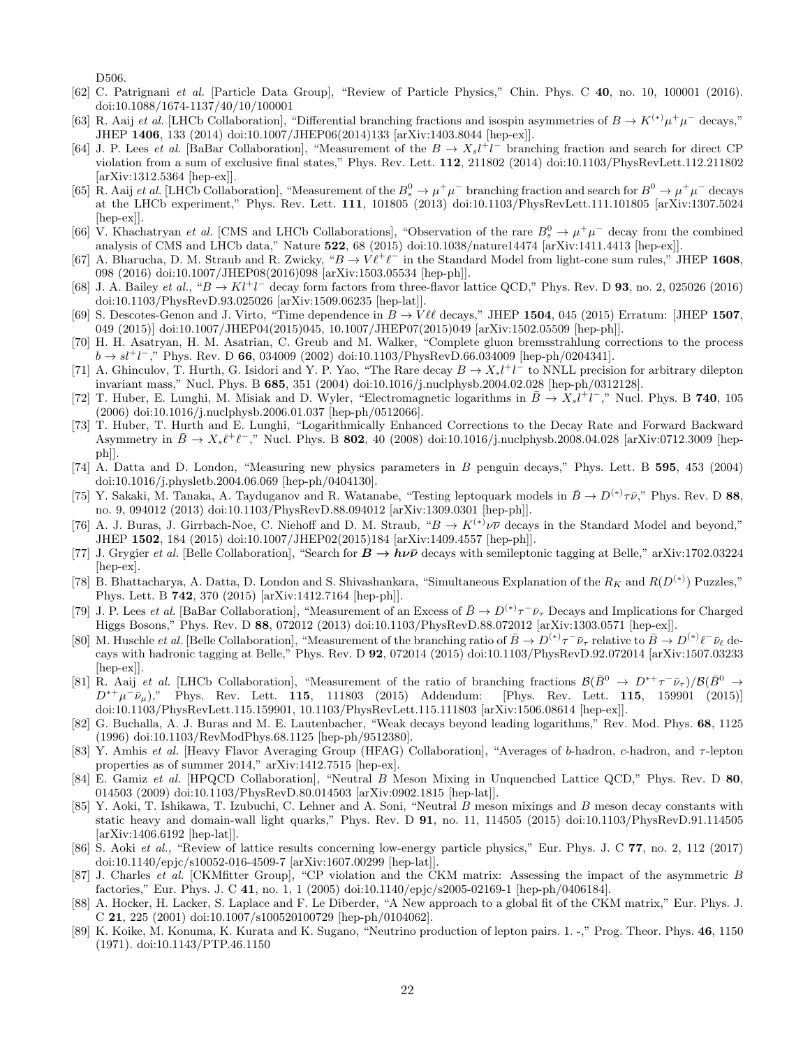D506.

[62] C. Patrignani *et al.* [Particle Data Group], "Review of Particle Physics," Chin. Phys. C **40**, no. 10, 100001 (2016). doi:10.1088/1674-1137/40/10/100001

[63] R. Aaij *et al.* [LHCb Collaboration], "Differential branching fractions and isospin asymmetries of $B \to K^{(*)}\mu^+\mu^-$ decays," JHEP **1406**, 133 (2014) doi:10.1007/JHEP06(2014)133 [arXiv:1403.8044 [hep-ex]].

[64] J. P. Lees *et al.* [BaBar Collaboration], "Measurement of the $B \to X_s l^+ l^-$ branching fraction and search for direct CP violation from a sum of exclusive final states," Phys. Rev. Lett. **112**, 211802 (2014) doi:10.1103/PhysRevLett.112.211802 [arXiv:1312.5364 [hep-ex]].

[65] R. Aaij *et al.* [LHCb Collaboration], "Measurement of the $B_s^0 \to \mu^+\mu^-$ branching fraction and search for $B^0 \to \mu^+\mu^-$ decays at the LHCb experiment," Phys. Rev. Lett. **111**, 101805 (2013) doi:10.1103/PhysRevLett.111.101805 [arXiv:1307.5024 [hep-ex]].

[66] V. Khachatryan *et al.* [CMS and LHCb Collaborations], "Observation of the rare $B_s^0 \to \mu^+\mu^-$ decay from the combined analysis of CMS and LHCb data," Nature **522**, 68 (2015) doi:10.1038/nature14474 [arXiv:1411.4413 [hep-ex]].

[67] A. Bharucha, D. M. Straub and R. Zwicky, "$B \to V\ell^+\ell^-$ in the Standard Model from light-cone sum rules," JHEP **1608**, 098 (2016) doi:10.1007/JHEP08(2016)098 [arXiv:1503.05534 [hep-ph]].

[68] J. A. Bailey *et al.*, "$B \to Kl^+l^-$ decay form factors from three-flavor lattice QCD," Phys. Rev. D **93**, no. 2, 025026 (2016) doi:10.1103/PhysRevD.93.025026 [arXiv:1509.06235 [hep-lat]].

[69] S. Descotes-Genon and J. Virto, "Time dependence in $B \to V\ell\ell$ decays," JHEP **1504**, 045 (2015) Erratum: [JHEP **1507**, 049 (2015)] doi:10.1007/JHEP04(2015)045, 10.1007/JHEP07(2015)049 [arXiv:1502.05509 [hep-ph]].

[70] H. H. Asatryan, H. M. Asatrian, C. Greub and M. Walker, "Complete gluon bremsstrahlung corrections to the process $b \to sl^+l^-$," Phys. Rev. D **66**, 034009 (2002) doi:10.1103/PhysRevD.66.034009 [hep-ph/0204341].

[71] A. Ghinculov, T. Hurth, G. Isidori and Y. P. Yao, "The Rare decay $B \to X_s l^+ l^-$ to NNLL precision for arbitrary dilepton invariant mass," Nucl. Phys. B **685**, 351 (2004) doi:10.1016/j.nuclphysb.2004.02.028 [hep-ph/0312128].

[72] T. Huber, E. Lunghi, M. Misiak and D. Wyler, "Electromagnetic logarithms in $\bar{B} \to X_s l^+ l^-$," Nucl. Phys. B **740**, 105 (2006) doi:10.1016/j.nuclphysb.2006.01.037 [hep-ph/0512066].

[73] T. Huber, T. Hurth and E. Lunghi, "Logarithmically Enhanced Corrections to the Decay Rate and Forward Backward Asymmetry in $\bar{B} \to X_s \ell^+ \ell^-$," Nucl. Phys. B **802**, 40 (2008) doi:10.1016/j.nuclphysb.2008.04.028 [arXiv:0712.3009 [hep-ph]].

[74] A. Datta and D. London, "Measuring new physics parameters in $B$ penguin decays," Phys. Lett. B **595**, 453 (2004) doi:10.1016/j.physletb.2004.06.069 [hep-ph/0404130].

[75] Y. Sakaki, M. Tanaka, A. Tayduganov and R. Watanabe, "Testing leptoquark models in $\bar{B} \to D^{(*)}\tau\bar{\nu}$," Phys. Rev. D **88**, no. 9, 094012 (2013) doi:10.1103/PhysRevD.88.094012 [arXiv:1309.0301 [hep-ph]].

[76] A. J. Buras, J. Girrbach-Noe, C. Niehoff and D. M. Straub, "$B \to K^{(*)}\nu\bar{\nu}$ decays in the Standard Model and beyond," JHEP **1502**, 184 (2015) doi:10.1007/JHEP02(2015)184 [arXiv:1409.4557 [hep-ph]].

[77] J. Grygier *et al.* [Belle Collaboration], "Search for $\boldsymbol{B \to h\nu\bar{\nu}}$ decays with semileptonic tagging at Belle," arXiv:1702.03224 [hep-ex].

[78] B. Bhattacharya, A. Datta, D. London and S. Shivashankara, "Simultaneous Explanation of the $R_K$ and $R(D^{(*)})$ Puzzles," Phys. Lett. B **742**, 370 (2015) [arXiv:1412.7164 [hep-ph]].

[79] J. P. Lees *et al.* [BaBar Collaboration], "Measurement of an Excess of $\bar{B} \to D^{(*)}\tau^-\bar{\nu}_\tau$ Decays and Implications for Charged Higgs Bosons," Phys. Rev. D **88**, 072012 (2013) doi:10.1103/PhysRevD.88.072012 [arXiv:1303.0571 [hep-ex]].

[80] M. Huschle *et al.* [Belle Collaboration], "Measurement of the branching ratio of $\bar{B} \to D^{(*)}\tau^-\bar{\nu}_\tau$ relative to $\bar{B} \to D^{(*)}\ell^-\bar{\nu}_\ell$ decays with hadronic tagging at Belle," Phys. Rev. D **92**, 072014 (2015) doi:10.1103/PhysRevD.92.072014 [arXiv:1507.03233 [hep-ex]].

[81] R. Aaij *et al.* [LHCb Collaboration], "Measurement of the ratio of branching fractions $\mathcal{B}(\bar{B}^0 \to D^{*+}\tau^-\bar{\nu}_\tau)/\mathcal{B}(\bar{B}^0 \to D^{*+}\mu^-\bar{\nu}_\mu)$," Phys. Rev. Lett. **115**, 111803 (2015) Addendum: [Phys. Rev. Lett. **115**, 159901 (2015)] doi:10.1103/PhysRevLett.115.159901, 10.1103/PhysRevLett.115.111803 [arXiv:1506.08614 [hep-ex]].

[82] G. Buchalla, A. J. Buras and M. E. Lautenbacher, "Weak decays beyond leading logarithms," Rev. Mod. Phys. **68**, 1125 (1996) doi:10.1103/RevModPhys.68.1125 [hep-ph/9512380].

[83] Y. Amhis *et al.* [Heavy Flavor Averaging Group (HFAG) Collaboration], "Averages of $b$-hadron, $c$-hadron, and $\tau$-lepton properties as of summer 2014," arXiv:1412.7515 [hep-ex].

[84] E. Gamiz *et al.* [HPQCD Collaboration], "Neutral $B$ Meson Mixing in Unquenched Lattice QCD," Phys. Rev. D **80**, 014503 (2009) doi:10.1103/PhysRevD.80.014503 [arXiv:0902.1815 [hep-lat]].

[85] Y. Aoki, T. Ishikawa, T. Izubuchi, C. Lehner and A. Soni, "Neutral $B$ meson mixings and $B$ meson decay constants with static heavy and domain-wall light quarks," Phys. Rev. D **91**, no. 11, 114505 (2015) doi:10.1103/PhysRevD.91.114505 [arXiv:1406.6192 [hep-lat]].

[86] S. Aoki *et al.*, "Review of lattice results concerning low-energy particle physics," Eur. Phys. J. C **77**, no. 2, 112 (2017) doi:10.1140/epjc/s10052-016-4509-7 [arXiv:1607.00299 [hep-lat]].

[87] J. Charles *et al.* [CKMfitter Group], "CP violation and the CKM matrix: Assessing the impact of the asymmetric $B$ factories," Eur. Phys. J. C **41**, no. 1, 1 (2005) doi:10.1140/epjc/s2005-02169-1 [hep-ph/0406184].

[88] A. Hocker, H. Lacker, S. Laplace and F. Le Diberder, "A New approach to a global fit of the CKM matrix," Eur. Phys. J. C **21**, 225 (2001) doi:10.1007/s100520100729 [hep-ph/0104062].

[89] K. Koike, M. Konuma, K. Kurata and K. Sugano, "Neutrino production of lepton pairs. 1. -," Prog. Theor. Phys. **46**, 1150 (1971). doi:10.1143/PTP.46.1150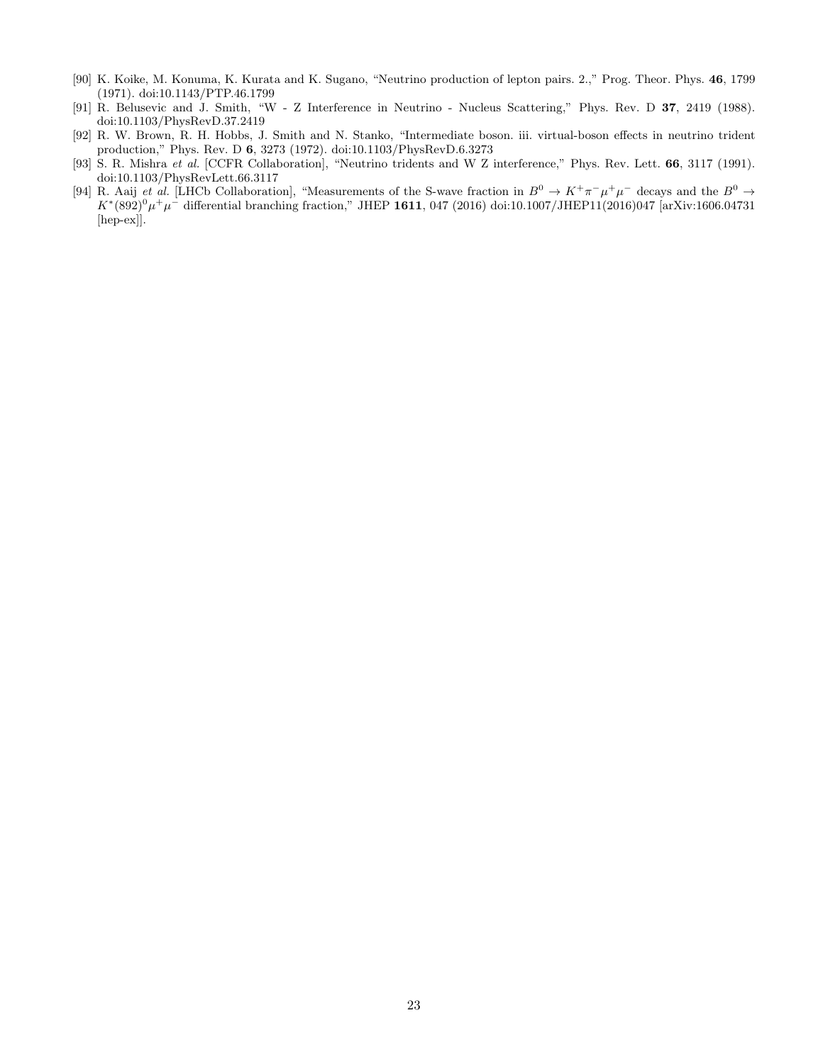[90] K. Koike, M. Konuma, K. Kurata and K. Sugano, “Neutrino production of lepton pairs. 2.,” Prog. Theor. Phys. **46**, 1799 (1971). doi:10.1143/PTP.46.1799

[91] R. Belusevic and J. Smith, “W - Z Interference in Neutrino - Nucleus Scattering,” Phys. Rev. D **37**, 2419 (1988). doi:10.1103/PhysRevD.37.2419

[92] R. W. Brown, R. H. Hobbs, J. Smith and N. Stanko, “Intermediate boson. iii. virtual-boson effects in neutrino trident production,” Phys. Rev. D **6**, 3273 (1972). doi:10.1103/PhysRevD.6.3273

[93] S. R. Mishra *et al.* [CCFR Collaboration], “Neutrino tridents and W Z interference,” Phys. Rev. Lett. **66**, 3117 (1991). doi:10.1103/PhysRevLett.66.3117

[94] R. Aaij *et al.* [LHCb Collaboration], “Measurements of the S-wave fraction in $B^0 \to K^+\pi^-\mu^+\mu^-$ decays and the $B^0 \to K^*(892)^0\mu^+\mu^-$ differential branching fraction,” JHEP **1611**, 047 (2016) doi:10.1007/JHEP11(2016)047 [arXiv:1606.04731 [hep-ex]].